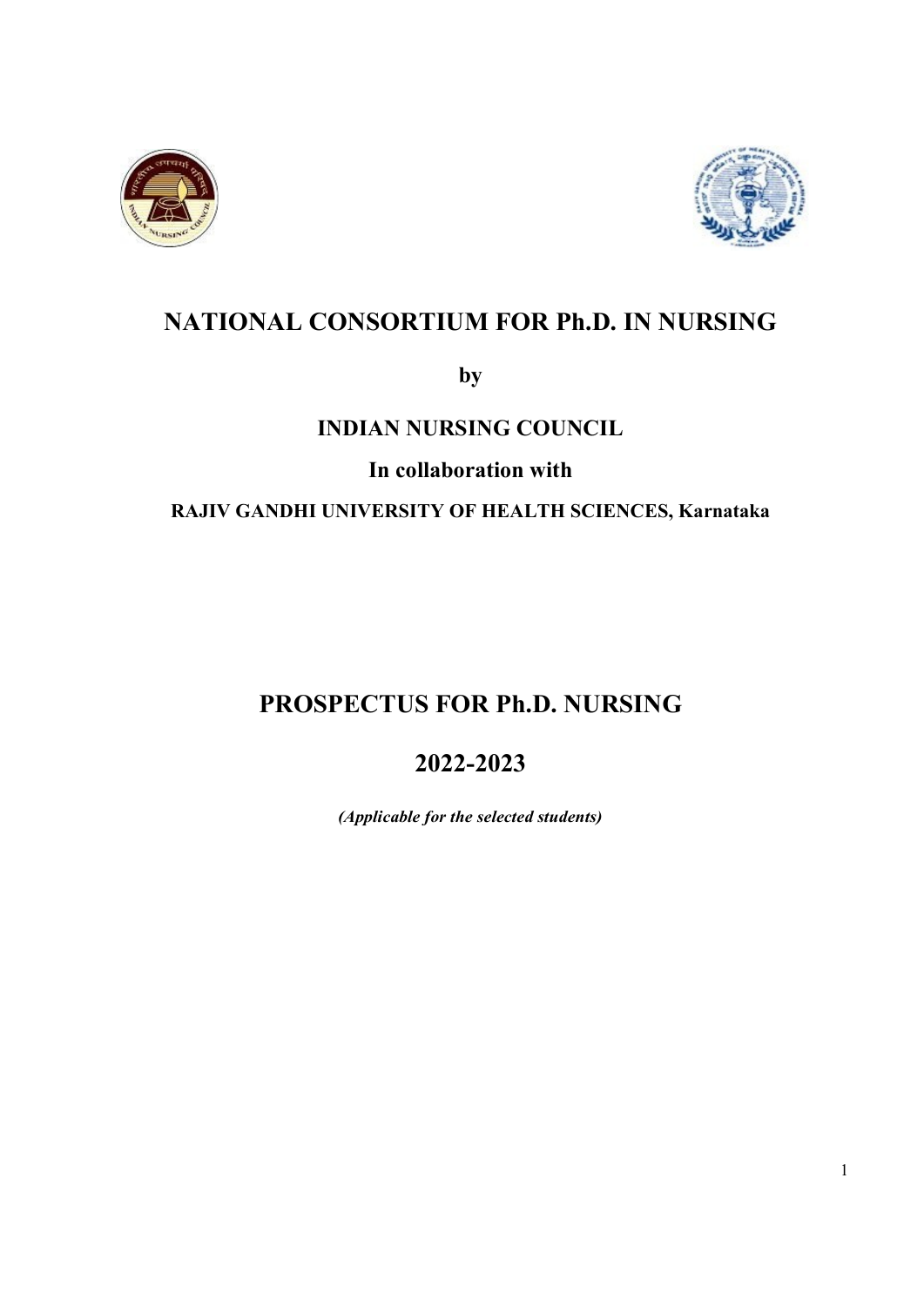# NATIONAL CONSORTIUM FOR Ph.D. IN NURSING

**by**

**INDIAN NURSING COUNCIL**

**In collaboration with**

**RAJIV GANDHI UNIVERSITY OF HEALTH SCIENCES, Karnataka**

# PROSPECTUS FOR Ph.D. NURSING

# 2022-2023

***(Applicable for the selected students)***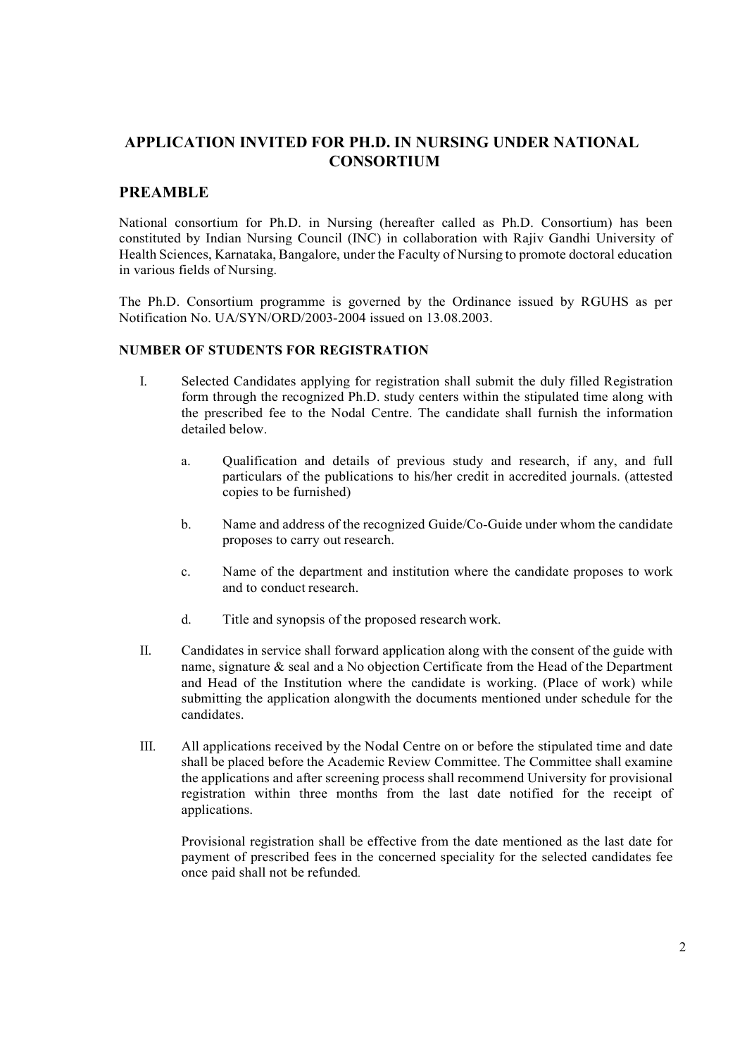## APPLICATION INVITED FOR PH.D. IN NURSING UNDER NATIONAL CONSORTIUM

## PREAMBLE

National consortium for Ph.D. in Nursing (hereafter called as Ph.D. Consortium) has been constituted by Indian Nursing Council (INC) in collaboration with Rajiv Gandhi University of Health Sciences, Karnataka, Bangalore, under the Faculty of Nursing to promote doctoral education in various fields of Nursing.

The Ph.D. Consortium programme is governed by the Ordinance issued by RGUHS as per Notification No. UA/SYN/ORD/2003-2004 issued on 13.08.2003.

### NUMBER OF STUDENTS FOR REGISTRATION

I. Selected Candidates applying for registration shall submit the duly filled Registration form through the recognized Ph.D. study centers within the stipulated time along with the prescribed fee to the Nodal Centre. The candidate shall furnish the information detailed below.

   a. Qualification and details of previous study and research, if any, and full particulars of the publications to his/her credit in accredited journals. (attested copies to be furnished)

   b. Name and address of the recognized Guide/Co-Guide under whom the candidate proposes to carry out research.

   c. Name of the department and institution where the candidate proposes to work and to conduct research.

   d. Title and synopsis of the proposed research work.

II. Candidates in service shall forward application along with the consent of the guide with name, signature & seal and a No objection Certificate from the Head of the Department and Head of the Institution where the candidate is working. (Place of work) while submitting the application alongwith the documents mentioned under schedule for the candidates.

III. All applications received by the Nodal Centre on or before the stipulated time and date shall be placed before the Academic Review Committee. The Committee shall examine the applications and after screening process shall recommend University for provisional registration within three months from the last date notified for the receipt of applications.

   Provisional registration shall be effective from the date mentioned as the last date for payment of prescribed fees in the concerned speciality for the selected candidates fee once paid shall not be refunded.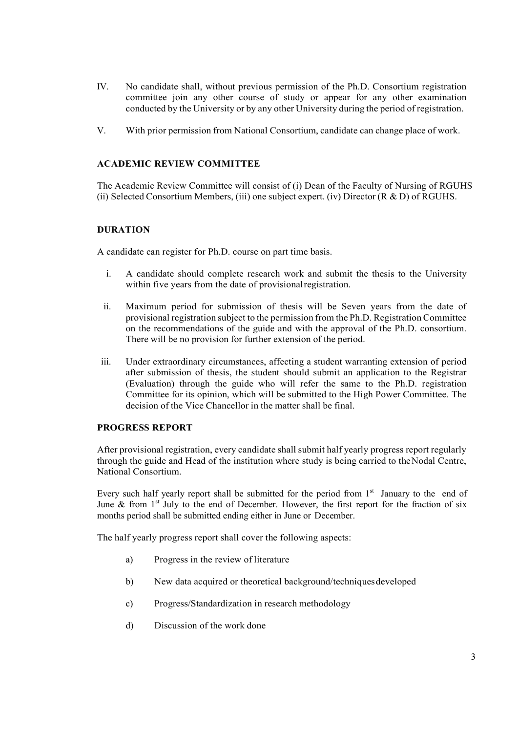IV. No candidate shall, without previous permission of the Ph.D. Consortium registration committee join any other course of study or appear for any other examination conducted by the University or by any other University during the period of registration.

V. With prior permission from National Consortium, candidate can change place of work.

## ACADEMIC REVIEW COMMITTEE

The Academic Review Committee will consist of (i) Dean of the Faculty of Nursing of RGUHS (ii) Selected Consortium Members, (iii) one subject expert. (iv) Director (R & D) of RGUHS.

## DURATION

A candidate can register for Ph.D. course on part time basis.

i. A candidate should complete research work and submit the thesis to the University within five years from the date of provisional registration.

ii. Maximum period for submission of thesis will be Seven years from the date of provisional registration subject to the permission from the Ph.D. Registration Committee on the recommendations of the guide and with the approval of the Ph.D. consortium. There will be no provision for further extension of the period.

iii. Under extraordinary circumstances, affecting a student warranting extension of period after submission of thesis, the student should submit an application to the Registrar (Evaluation) through the guide who will refer the same to the Ph.D. registration Committee for its opinion, which will be submitted to the High Power Committee. The decision of the Vice Chancellor in the matter shall be final.

## PROGRESS REPORT

After provisional registration, every candidate shall submit half yearly progress report regularly through the guide and Head of the institution where study is being carried to the Nodal Centre, National Consortium.

Every such half yearly report shall be submitted for the period from 1st January to the end of June & from 1st July to the end of December. However, the first report for the fraction of six months period shall be submitted ending either in June or December.

The half yearly progress report shall cover the following aspects:

a) Progress in the review of literature

b) New data acquired or theoretical background/techniques developed

c) Progress/Standardization in research methodology

d) Discussion of the work done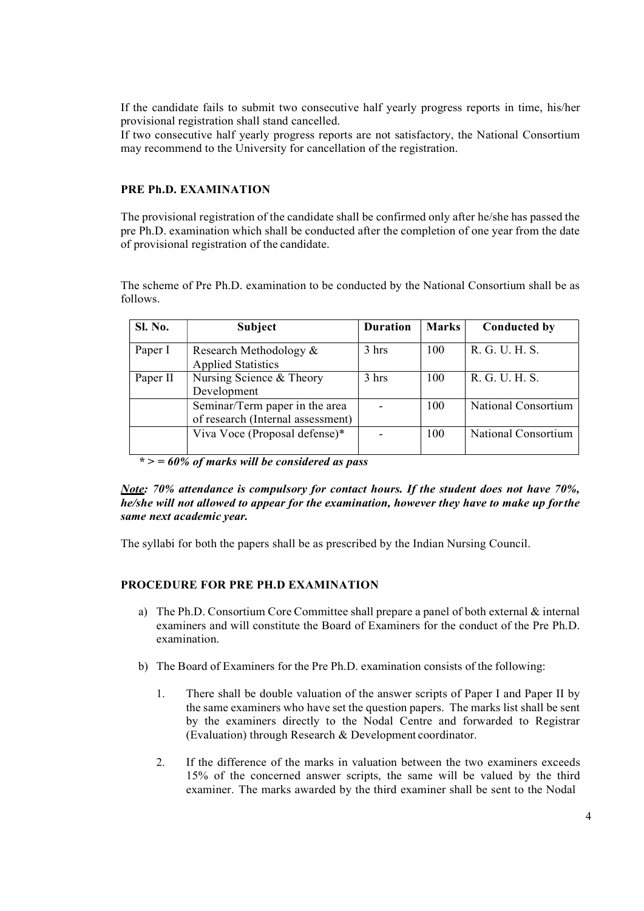If the candidate fails to submit two consecutive half yearly progress reports in time, his/her provisional registration shall stand cancelled.
If two consecutive half yearly progress reports are not satisfactory, the National Consortium may recommend to the University for cancellation of the registration.

## PRE Ph.D. EXAMINATION

The provisional registration of the candidate shall be confirmed only after he/she has passed the pre Ph.D. examination which shall be conducted after the completion of one year from the date of provisional registration of the candidate.

The scheme of Pre Ph.D. examination to be conducted by the National Consortium shall be as follows.

| Sl. No. | Subject | Duration | Marks | Conducted by |
|---|---|---|---|---|
| Paper I | Research Methodology & Applied Statistics | 3 hrs | 100 | R. G. U. H. S. |
| Paper II | Nursing Science & Theory Development | 3 hrs | 100 | R. G. U. H. S. |
| | Seminar/Term paper in the area of research (Internal assessment) | - | 100 | National Consortium |
| | Viva Voce (Proposal defense)* | - | 100 | National Consortium |

***> = 60% of marks will be considered as pass***

***<u>Note</u>: 70% attendance is compulsory for contact hours. If the student does not have 70%, he/she will not allowed to appear for the examination, however they have to make up for the same next academic year.***

The syllabi for both the papers shall be as prescribed by the Indian Nursing Council.

## PROCEDURE FOR PRE PH.D EXAMINATION

a) The Ph.D. Consortium Core Committee shall prepare a panel of both external & internal examiners and will constitute the Board of Examiners for the conduct of the Pre Ph.D. examination.

b) The Board of Examiners for the Pre Ph.D. examination consists of the following:

   1. There shall be double valuation of the answer scripts of Paper I and Paper II by the same examiners who have set the question papers. The marks list shall be sent by the examiners directly to the Nodal Centre and forwarded to Registrar (Evaluation) through Research & Development coordinator.

   2. If the difference of the marks in valuation between the two examiners exceeds 15% of the concerned answer scripts, the same will be valued by the third examiner. The marks awarded by the third examiner shall be sent to the Nodal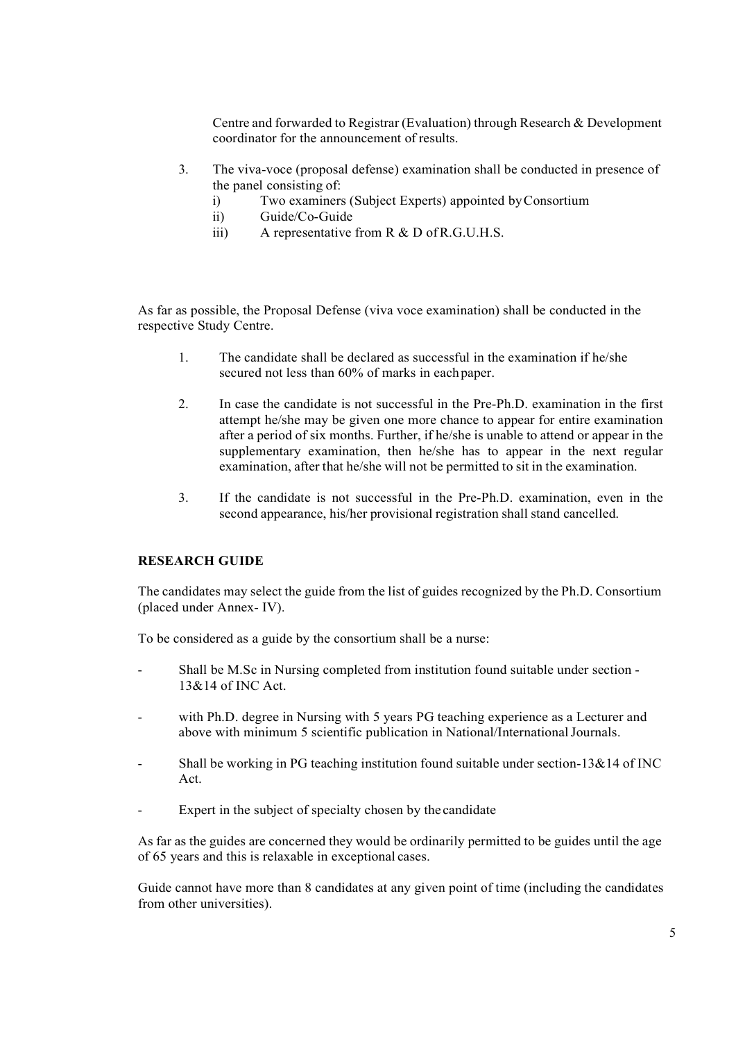Centre and forwarded to Registrar (Evaluation) through Research & Development coordinator for the announcement of results.

3. The viva-voce (proposal defense) examination shall be conducted in presence of the panel consisting of:
   i) Two examiners (Subject Experts) appointed by Consortium
   ii) Guide/Co-Guide
   iii) A representative from R & D of R.G.U.H.S.

As far as possible, the Proposal Defense (viva voce examination) shall be conducted in the respective Study Centre.

1. The candidate shall be declared as successful in the examination if he/she secured not less than 60% of marks in each paper.

2. In case the candidate is not successful in the Pre-Ph.D. examination in the first attempt he/she may be given one more chance to appear for entire examination after a period of six months. Further, if he/she is unable to attend or appear in the supplementary examination, then he/she has to appear in the next regular examination, after that he/she will not be permitted to sit in the examination.

3. If the candidate is not successful in the Pre-Ph.D. examination, even in the second appearance, his/her provisional registration shall stand cancelled.

**RESEARCH GUIDE**

The candidates may select the guide from the list of guides recognized by the Ph.D. Consortium (placed under Annex- IV).

To be considered as a guide by the consortium shall be a nurse:

- Shall be M.Sc in Nursing completed from institution found suitable under section - 13&14 of INC Act.
- with Ph.D. degree in Nursing with 5 years PG teaching experience as a Lecturer and above with minimum 5 scientific publication in National/International Journals.
- Shall be working in PG teaching institution found suitable under section-13&14 of INC Act.
- Expert in the subject of specialty chosen by the candidate

As far as the guides are concerned they would be ordinarily permitted to be guides until the age of 65 years and this is relaxable in exceptional cases.

Guide cannot have more than 8 candidates at any given point of time (including the candidates from other universities).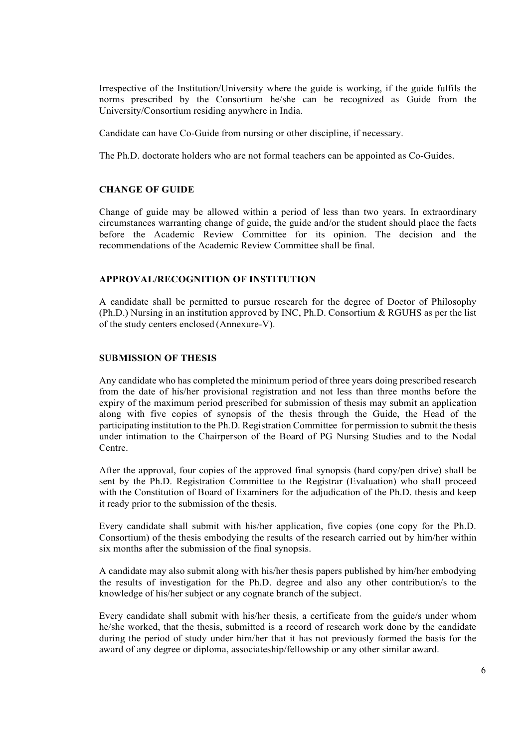Irrespective of the Institution/University where the guide is working, if the guide fulfils the norms prescribed by the Consortium he/she can be recognized as Guide from the University/Consortium residing anywhere in India.

Candidate can have Co-Guide from nursing or other discipline, if necessary.

The Ph.D. doctorate holders who are not formal teachers can be appointed as Co-Guides.

### CHANGE OF GUIDE

Change of guide may be allowed within a period of less than two years. In extraordinary circumstances warranting change of guide, the guide and/or the student should place the facts before the Academic Review Committee for its opinion. The decision and the recommendations of the Academic Review Committee shall be final.

### APPROVAL/RECOGNITION OF INSTITUTION

A candidate shall be permitted to pursue research for the degree of Doctor of Philosophy (Ph.D.) Nursing in an institution approved by INC, Ph.D. Consortium & RGUHS as per the list of the study centers enclosed (Annexure-V).

### SUBMISSION OF THESIS

Any candidate who has completed the minimum period of three years doing prescribed research from the date of his/her provisional registration and not less than three months before the expiry of the maximum period prescribed for submission of thesis may submit an application along with five copies of synopsis of the thesis through the Guide, the Head of the participating institution to the Ph.D. Registration Committee for permission to submit the thesis under intimation to the Chairperson of the Board of PG Nursing Studies and to the Nodal Centre.

After the approval, four copies of the approved final synopsis (hard copy/pen drive) shall be sent by the Ph.D. Registration Committee to the Registrar (Evaluation) who shall proceed with the Constitution of Board of Examiners for the adjudication of the Ph.D. thesis and keep it ready prior to the submission of the thesis.

Every candidate shall submit with his/her application, five copies (one copy for the Ph.D. Consortium) of the thesis embodying the results of the research carried out by him/her within six months after the submission of the final synopsis.

A candidate may also submit along with his/her thesis papers published by him/her embodying the results of investigation for the Ph.D. degree and also any other contribution/s to the knowledge of his/her subject or any cognate branch of the subject.

Every candidate shall submit with his/her thesis, a certificate from the guide/s under whom he/she worked, that the thesis, submitted is a record of research work done by the candidate during the period of study under him/her that it has not previously formed the basis for the award of any degree or diploma, associateship/fellowship or any other similar award.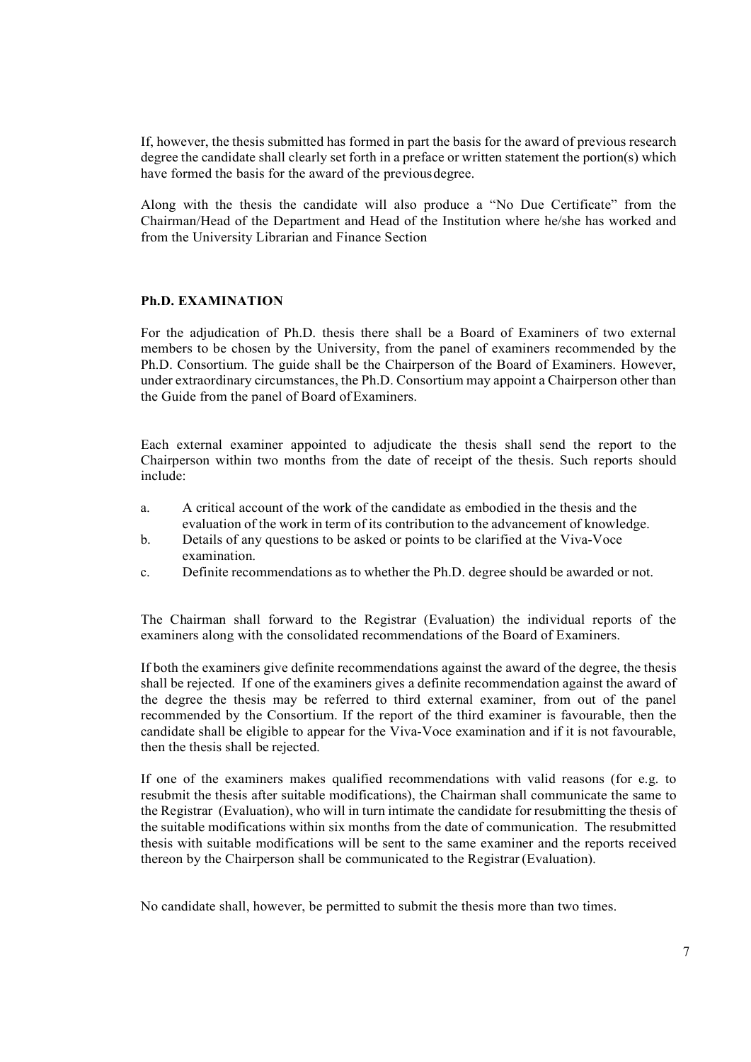If, however, the thesis submitted has formed in part the basis for the award of previous research degree the candidate shall clearly set forth in a preface or written statement the portion(s) which have formed the basis for the award of the previous degree.

Along with the thesis the candidate will also produce a "No Due Certificate" from the Chairman/Head of the Department and Head of the Institution where he/she has worked and from the University Librarian and Finance Section

**Ph.D. EXAMINATION**

For the adjudication of Ph.D. thesis there shall be a Board of Examiners of two external members to be chosen by the University, from the panel of examiners recommended by the Ph.D. Consortium. The guide shall be the Chairperson of the Board of Examiners. However, under extraordinary circumstances, the Ph.D. Consortium may appoint a Chairperson other than the Guide from the panel of Board of Examiners.

Each external examiner appointed to adjudicate the thesis shall send the report to the Chairperson within two months from the date of receipt of the thesis. Such reports should include:

a. A critical account of the work of the candidate as embodied in the thesis and the evaluation of the work in term of its contribution to the advancement of knowledge.
b. Details of any questions to be asked or points to be clarified at the Viva-Voce examination.
c. Definite recommendations as to whether the Ph.D. degree should be awarded or not.

The Chairman shall forward to the Registrar (Evaluation) the individual reports of the examiners along with the consolidated recommendations of the Board of Examiners.

If both the examiners give definite recommendations against the award of the degree, the thesis shall be rejected. If one of the examiners gives a definite recommendation against the award of the degree the thesis may be referred to third external examiner, from out of the panel recommended by the Consortium. If the report of the third examiner is favourable, then the candidate shall be eligible to appear for the Viva-Voce examination and if it is not favourable, then the thesis shall be rejected.

If one of the examiners makes qualified recommendations with valid reasons (for e.g. to resubmit the thesis after suitable modifications), the Chairman shall communicate the same to the Registrar (Evaluation), who will in turn intimate the candidate for resubmitting the thesis of the suitable modifications within six months from the date of communication. The resubmitted thesis with suitable modifications will be sent to the same examiner and the reports received thereon by the Chairperson shall be communicated to the Registrar (Evaluation).

No candidate shall, however, be permitted to submit the thesis more than two times.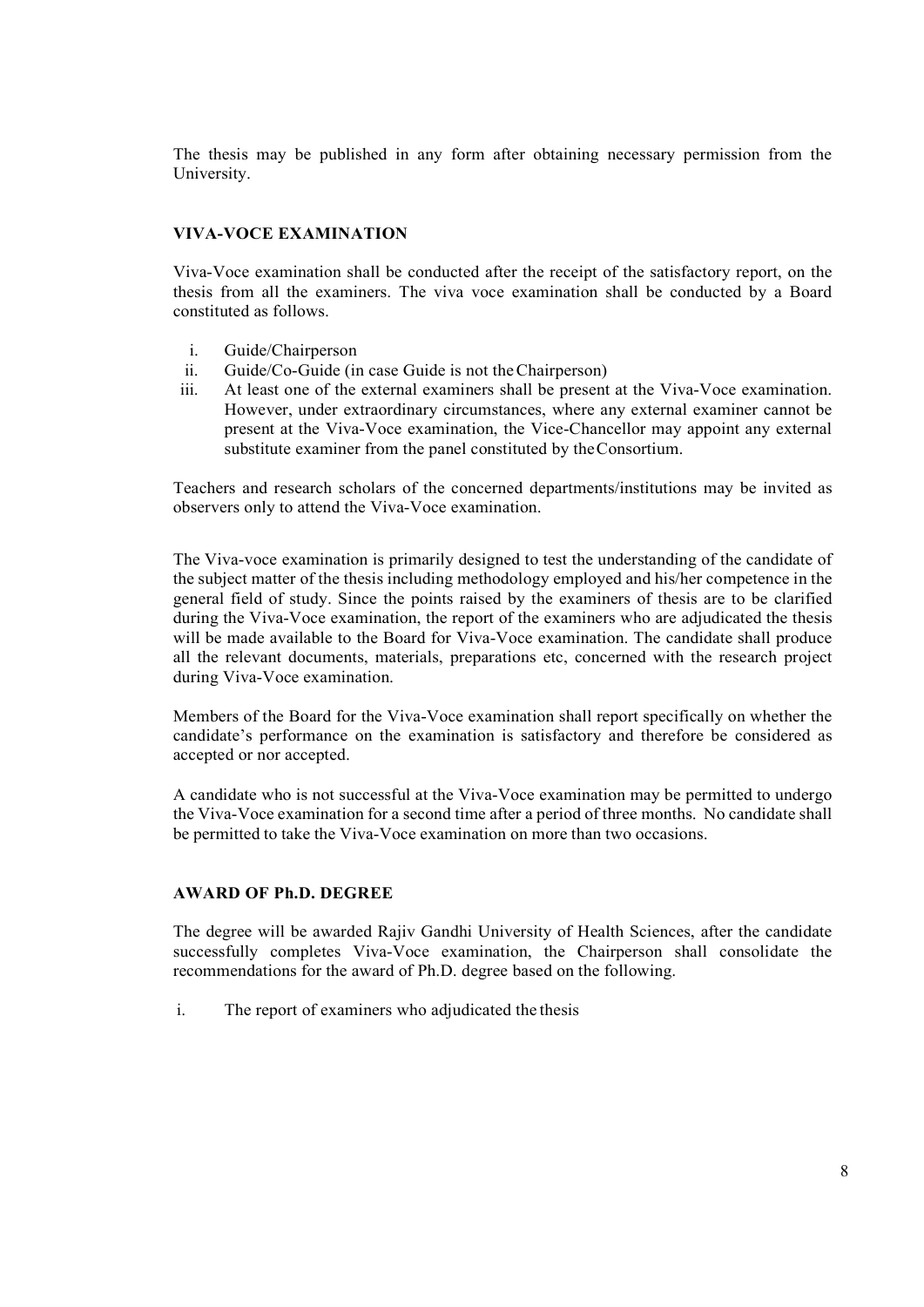The thesis may be published in any form after obtaining necessary permission from the University.

### VIVA-VOCE EXAMINATION

Viva-Voce examination shall be conducted after the receipt of the satisfactory report, on the thesis from all the examiners. The viva voce examination shall be conducted by a Board constituted as follows.

i. Guide/Chairperson
ii. Guide/Co-Guide (in case Guide is not the Chairperson)
iii. At least one of the external examiners shall be present at the Viva-Voce examination. However, under extraordinary circumstances, where any external examiner cannot be present at the Viva-Voce examination, the Vice-Chancellor may appoint any external substitute examiner from the panel constituted by the Consortium.

Teachers and research scholars of the concerned departments/institutions may be invited as observers only to attend the Viva-Voce examination.

The Viva-voce examination is primarily designed to test the understanding of the candidate of the subject matter of the thesis including methodology employed and his/her competence in the general field of study. Since the points raised by the examiners of thesis are to be clarified during the Viva-Voce examination, the report of the examiners who are adjudicated the thesis will be made available to the Board for Viva-Voce examination. The candidate shall produce all the relevant documents, materials, preparations etc, concerned with the research project during Viva-Voce examination.

Members of the Board for the Viva-Voce examination shall report specifically on whether the candidate's performance on the examination is satisfactory and therefore be considered as accepted or nor accepted.

A candidate who is not successful at the Viva-Voce examination may be permitted to undergo the Viva-Voce examination for a second time after a period of three months. No candidate shall be permitted to take the Viva-Voce examination on more than two occasions.

### AWARD OF Ph.D. DEGREE

The degree will be awarded Rajiv Gandhi University of Health Sciences, after the candidate successfully completes Viva-Voce examination, the Chairperson shall consolidate the recommendations for the award of Ph.D. degree based on the following.

i. The report of examiners who adjudicated the thesis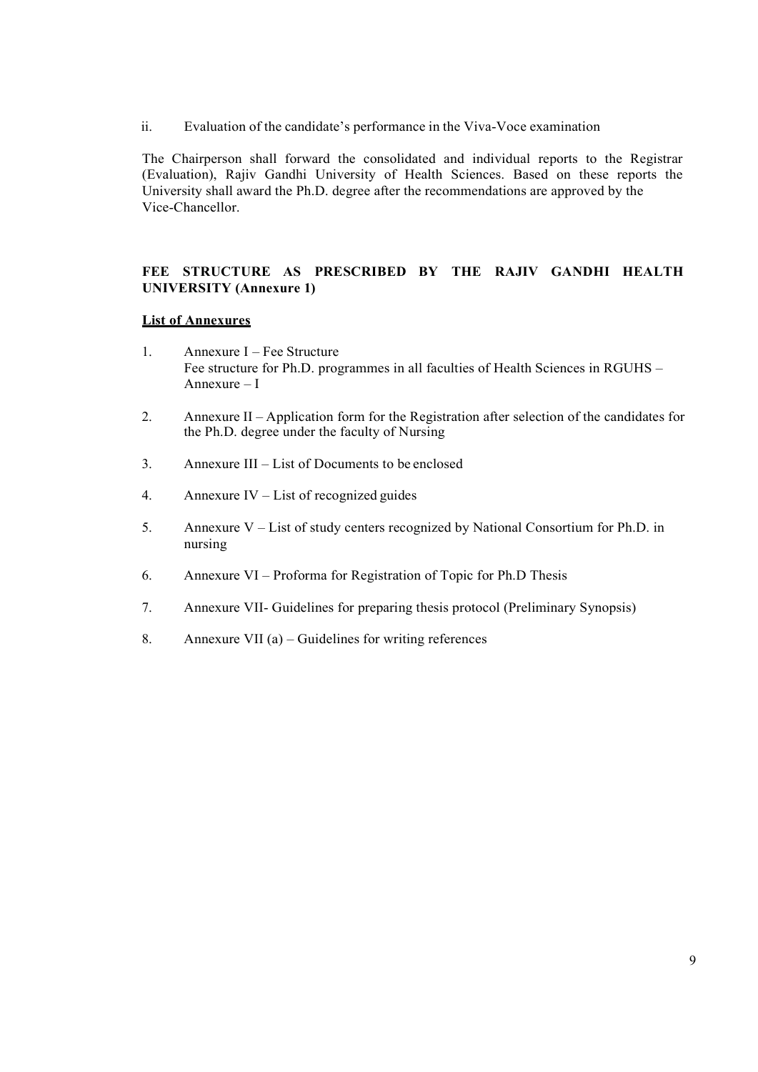ii. Evaluation of the candidate's performance in the Viva-Voce examination

The Chairperson shall forward the consolidated and individual reports to the Registrar (Evaluation), Rajiv Gandhi University of Health Sciences. Based on these reports the University shall award the Ph.D. degree after the recommendations are approved by the Vice-Chancellor.

**FEE STRUCTURE AS PRESCRIBED BY THE RAJIV GANDHI HEALTH UNIVERSITY (Annexure 1)**

**<u>List of Annexures</u>**

1. Annexure I – Fee Structure
   Fee structure for Ph.D. programmes in all faculties of Health Sciences in RGUHS – Annexure – I
2. Annexure II – Application form for the Registration after selection of the candidates for the Ph.D. degree under the faculty of Nursing
3. Annexure III – List of Documents to be enclosed
4. Annexure IV – List of recognized guides
5. Annexure V – List of study centers recognized by National Consortium for Ph.D. in nursing
6. Annexure VI – Proforma for Registration of Topic for Ph.D Thesis
7. Annexure VII- Guidelines for preparing thesis protocol (Preliminary Synopsis)
8. Annexure VII (a) – Guidelines for writing references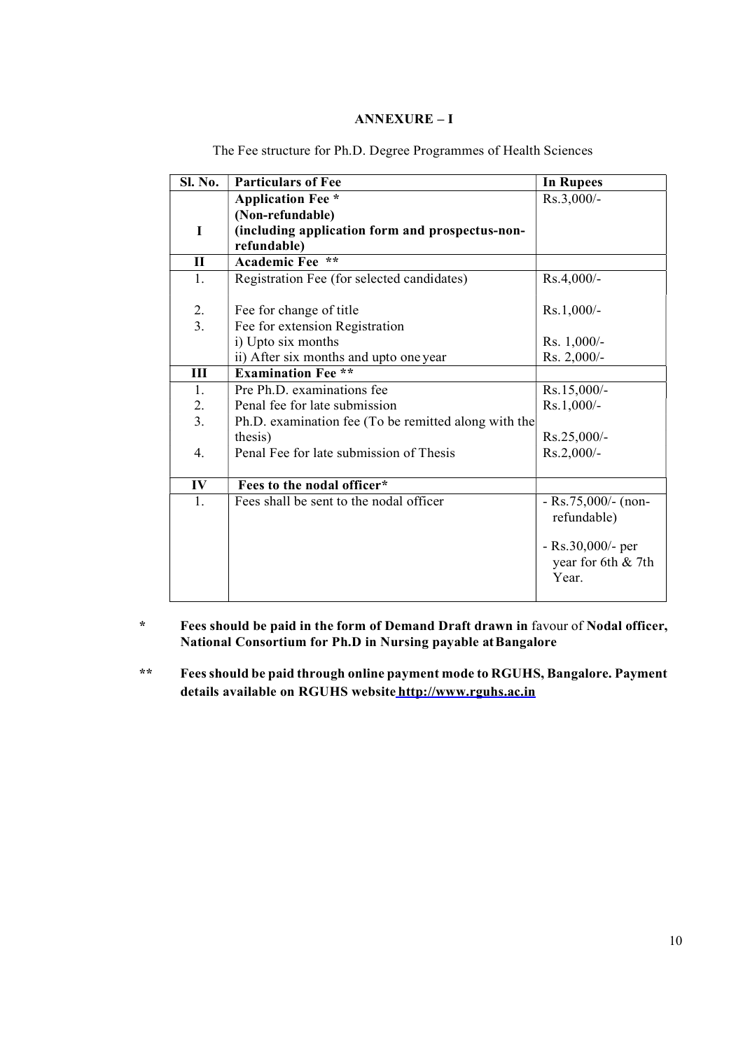## ANNEXURE – I

The Fee structure for Ph.D. Degree Programmes of Health Sciences

| Sl. No. | Particulars of Fee | In Rupees |
|---|---|---|
| I | **Application Fee *** **(Non-refundable)** **(including application form and prospectus-non-refundable)** | Rs.3,000/- |
| II | **Academic Fee \*\*** | |
| 1. | Registration Fee (for selected candidates) | Rs.4,000/- |
| 2. | Fee for change of title | Rs.1,000/- |
| 3. | Fee for extension Registration | |
| | i) Upto six months | Rs. 1,000/- |
| | ii) After six months and upto one year | Rs. 2,000/- |
| III | **Examination Fee \*\*** | |
| 1. | Pre Ph.D. examinations fee | Rs.15,000/- |
| 2. | Penal fee for late submission | Rs.1,000/- |
| 3. | Ph.D. examination fee (To be remitted along with the thesis) | Rs.25,000/- |
| 4. | Penal Fee for late submission of Thesis | Rs.2,000/- |
| IV | **Fees to the nodal officer*** | |
| 1. | Fees shall be sent to the nodal officer | - Rs.75,000/- (non-refundable)<br>- Rs.30,000/- per year for 6th & 7th Year. |

\* **Fees should be paid in the form of Demand Draft drawn in** favour of **Nodal officer, National Consortium for Ph.D in Nursing payable at Bangalore**

\*\* **Fees should be paid through online payment mode to RGUHS, Bangalore. Payment details available on RGUHS website http://www.rguhs.ac.in**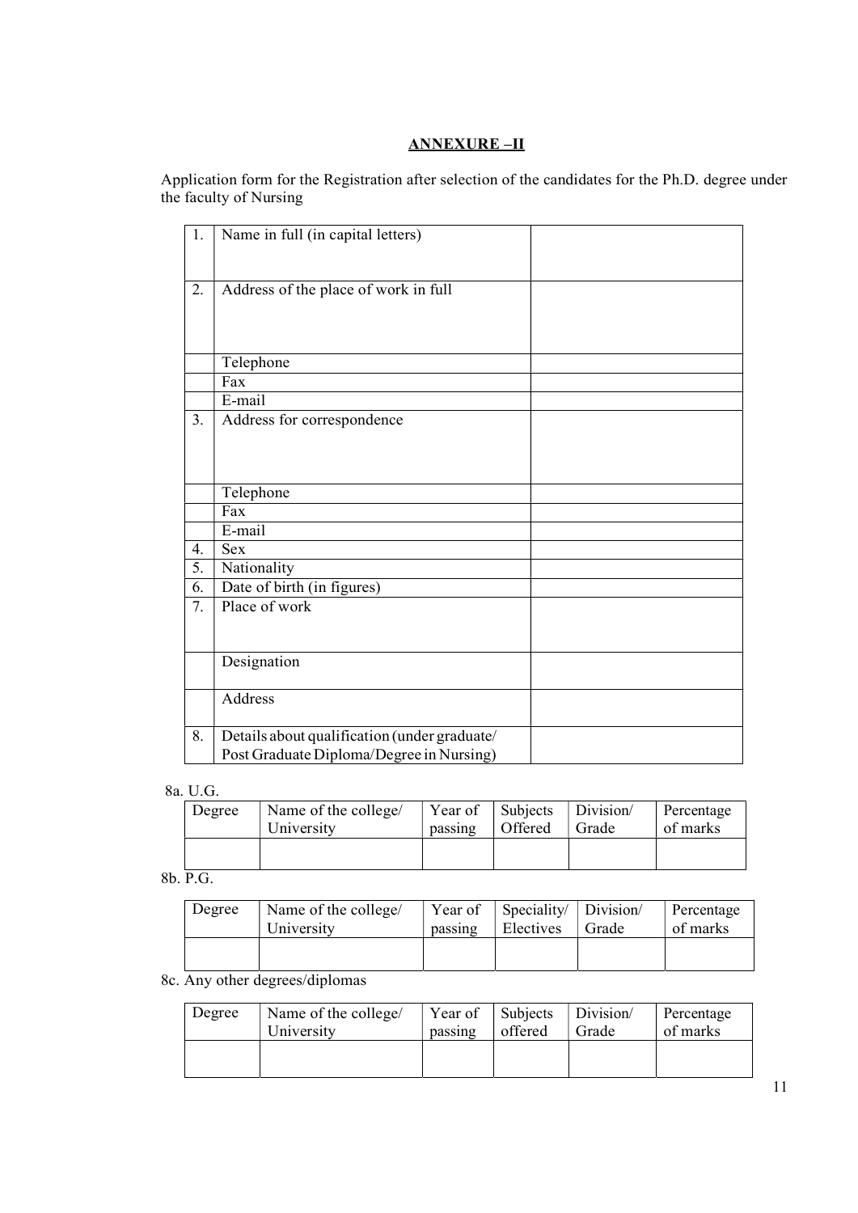## ANNEXURE –II

Application form for the Registration after selection of the candidates for the Ph.D. degree under the faculty of Nursing

| | | |
|---|---|---|
| 1. | Name in full (in capital letters) | |
| 2. | Address of the place of work in full | |
| | Telephone | |
| | Fax | |
| | E-mail | |
| 3. | Address for correspondence | |
| | Telephone | |
| | Fax | |
| | E-mail | |
| 4. | Sex | |
| 5. | Nationality | |
| 6. | Date of birth (in figures) | |
| 7. | Place of work | |
| | Designation | |
| | Address | |
| 8. | Details about qualification (under graduate/ Post Graduate Diploma/Degree in Nursing) | |

8a. U.G.

| Degree | Name of the college/ University | Year of passing | Subjects Offered | Division/ Grade | Percentage of marks |
|---|---|---|---|---|---|
| | | | | | |

8b. P.G.

| Degree | Name of the college/ University | Year of passing | Speciality/ Electives | Division/ Grade | Percentage of marks |
|---|---|---|---|---|---|
| | | | | | |

8c. Any other degrees/diplomas

| Degree | Name of the college/ University | Year of passing | Subjects offered | Division/ Grade | Percentage of marks |
|---|---|---|---|---|---|
| | | | | | |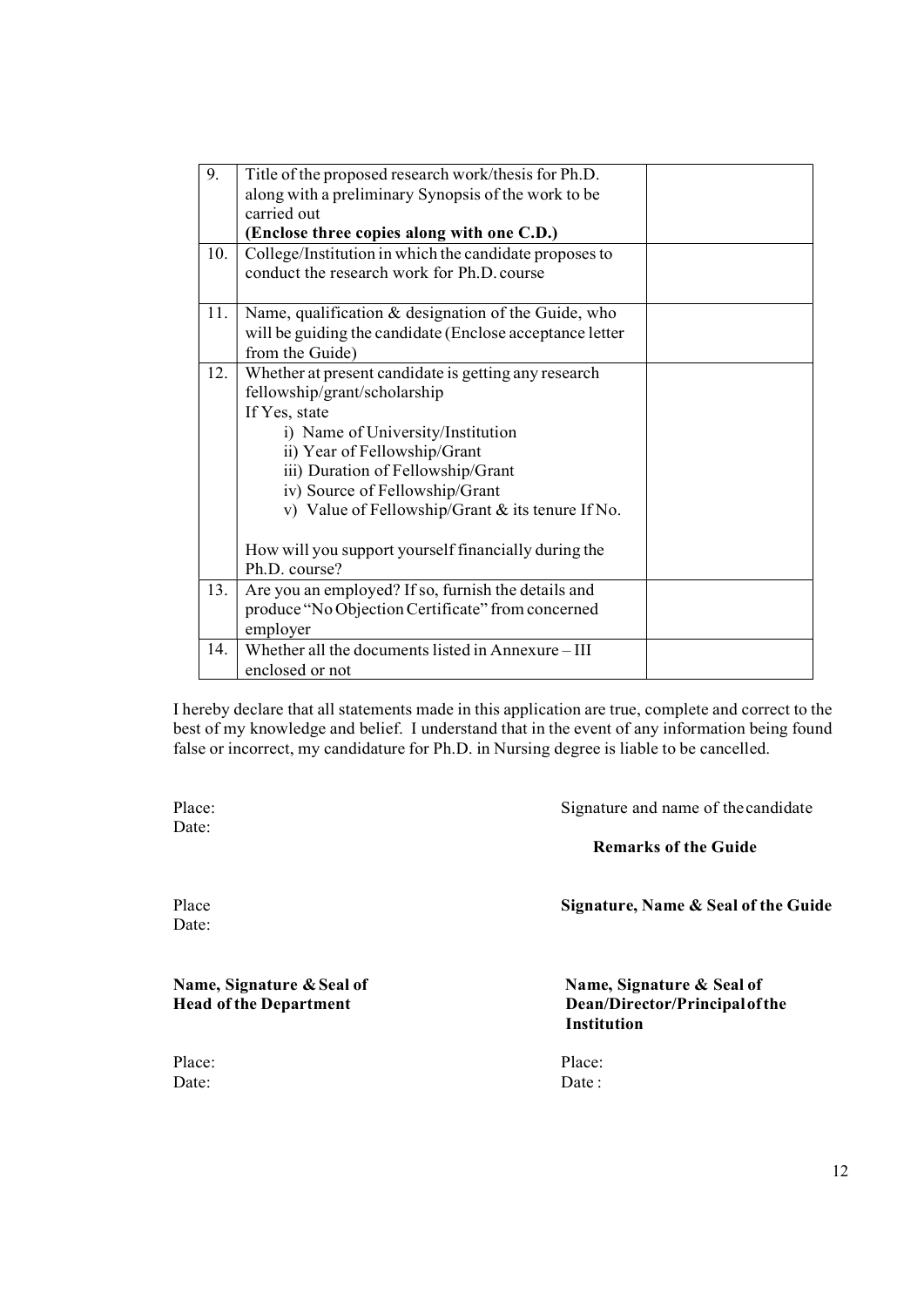| | | |
|---|---|---|
| 9. | Title of the proposed research work/thesis for Ph.D. along with a preliminary Synopsis of the work to be carried out<br>**(Enclose three copies along with one C.D.)** | |
| 10. | College/Institution in which the candidate proposes to conduct the research work for Ph.D. course | |
| 11. | Name, qualification & designation of the Guide, who will be guiding the candidate (Enclose acceptance letter from the Guide) | |
| 12. | Whether at present candidate is getting any research fellowship/grant/scholarship<br>If Yes, state<br>i) Name of University/Institution<br>ii) Year of Fellowship/Grant<br>iii) Duration of Fellowship/Grant<br>iv) Source of Fellowship/Grant<br>v) Value of Fellowship/Grant & its tenure If No.<br><br>How will you support yourself financially during the Ph.D. course? | |
| 13. | Are you an employed? If so, furnish the details and produce "No Objection Certificate" from concerned employer | |
| 14. | Whether all the documents listed in Annexure – III enclosed or not | |

I hereby declare that all statements made in this application are true, complete and correct to the best of my knowledge and belief. I understand that in the event of any information being found false or incorrect, my candidature for Ph.D. in Nursing degree is liable to be cancelled.

Place:
Date:

Signature and name of the candidate

**Remarks of the Guide**

Place
Date:

**Signature, Name & Seal of the Guide**

**Name, Signature & Seal of Head of the Department**

Place:
Date:

**Name, Signature & Seal of Dean/Director/Principal of the Institution**

Place:
Date :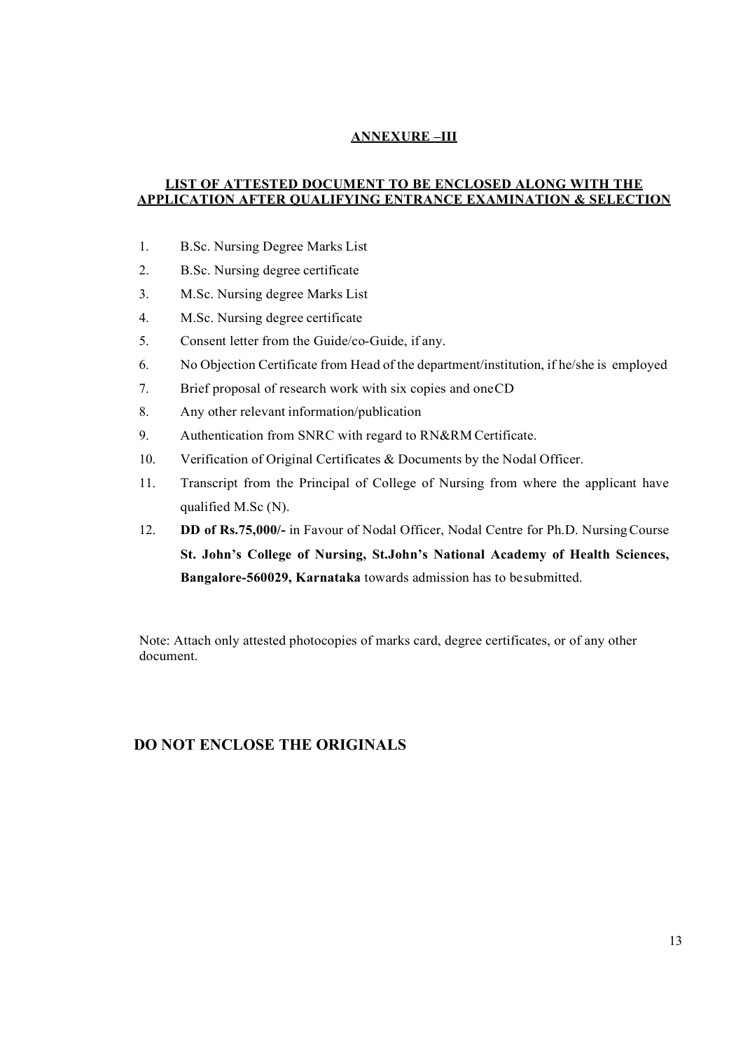## ANNEXURE –III

### LIST OF ATTESTED DOCUMENT TO BE ENCLOSED ALONG WITH THE APPLICATION AFTER QUALIFYING ENTRANCE EXAMINATION & SELECTION

1. B.Sc. Nursing Degree Marks List
2. B.Sc. Nursing degree certificate
3. M.Sc. Nursing degree Marks List
4. M.Sc. Nursing degree certificate
5. Consent letter from the Guide/co-Guide, if any.
6. No Objection Certificate from Head of the department/institution, if he/she is employed
7. Brief proposal of research work with six copies and one CD
8. Any other relevant information/publication
9. Authentication from SNRC with regard to RN&RM Certificate.
10. Verification of Original Certificates & Documents by the Nodal Officer.
11. Transcript from the Principal of College of Nursing from where the applicant have qualified M.Sc (N).
12. **DD of Rs.75,000/-** in Favour of Nodal Officer, Nodal Centre for Ph.D. Nursing Course **St. John's College of Nursing, St.John's National Academy of Health Sciences, Bangalore-560029, Karnataka** towards admission has to be submitted.

Note: Attach only attested photocopies of marks card, degree certificates, or of any other document.

**DO NOT ENCLOSE THE ORIGINALS**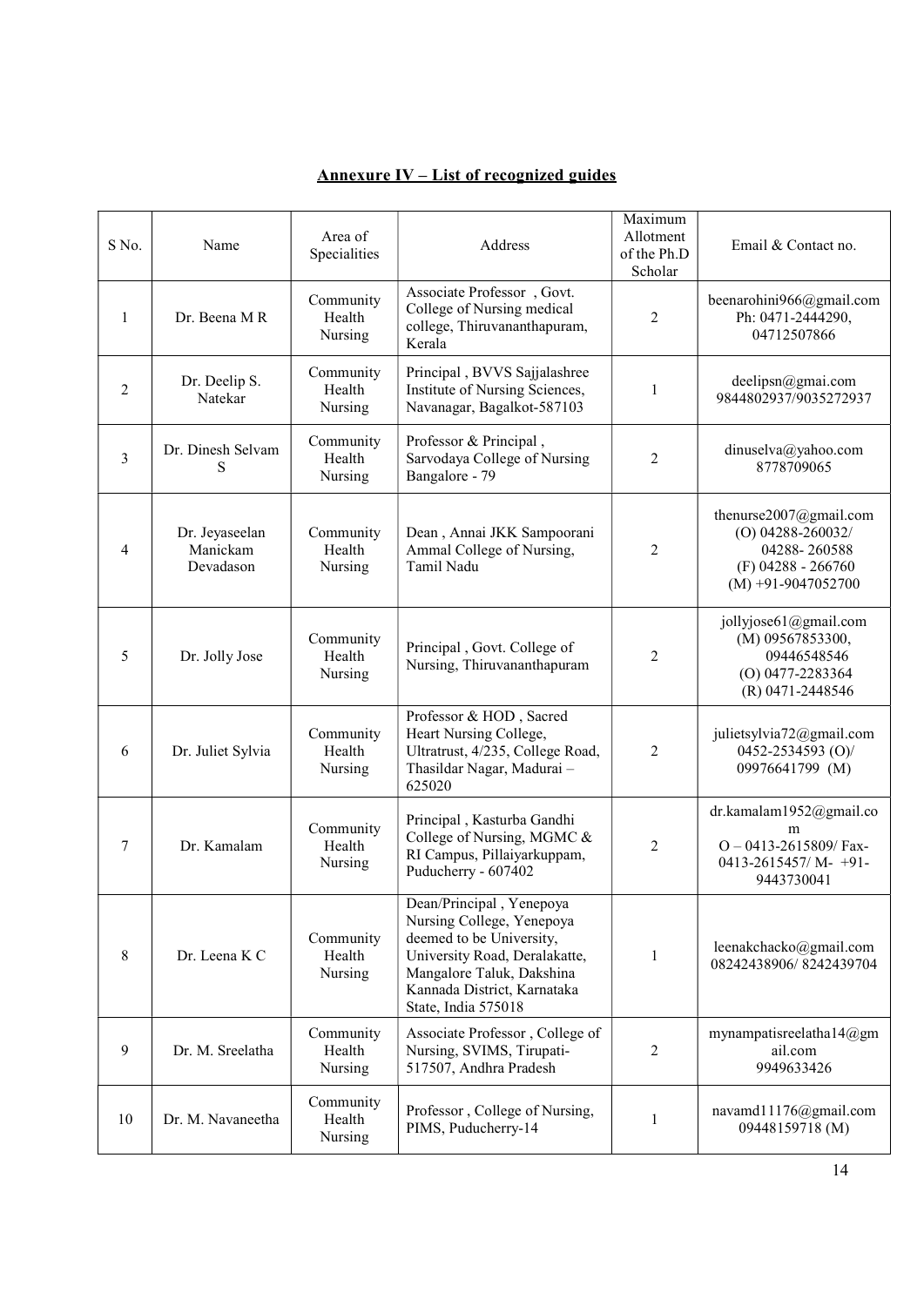## Annexure IV – List of recognized guides

| S No. | Name | Area of Specialities | Address | Maximum Allotment of the Ph.D Scholar | Email & Contact no. |
|---|---|---|---|---|---|
| 1 | Dr. Beena M R | Community Health Nursing | Associate Professor , Govt. College of Nursing medical college, Thiruvananthapuram, Kerala | 2 | beenarohini966@gmail.com Ph: 0471-2444290, 04712507866 |
| 2 | Dr. Deelip S. Natekar | Community Health Nursing | Principal , BVVS Sajjalashree Institute of Nursing Sciences, Navanagar, Bagalkot-587103 | 1 | deelipsn@gmai.com 9844802937/9035272937 |
| 3 | Dr. Dinesh Selvam S | Community Health Nursing | Professor & Principal , Sarvodaya College of Nursing Bangalore - 79 | 2 | dinuselva@yahoo.com 8778709065 |
| 4 | Dr. Jeyaseelan Manickam Devadason | Community Health Nursing | Dean , Annai JKK Sampoorani Ammal College of Nursing, Tamil Nadu | 2 | thenurse2007@gmail.com (O) 04288-260032/ 04288- 260588 (F) 04288 - 266760 (M) +91-9047052700 |
| 5 | Dr. Jolly Jose | Community Health Nursing | Principal , Govt. College of Nursing, Thiruvananthapuram | 2 | jollyjose61@gmail.com (M) 09567853300, 09446548546 (O) 0477-2283364 (R) 0471-2448546 |
| 6 | Dr. Juliet Sylvia | Community Health Nursing | Professor & HOD , Sacred Heart Nursing College, Ultratrust, 4/235, College Road, Thasildar Nagar, Madurai – 625020 | 2 | julietsylvia72@gmail.com 0452-2534593 (O)/ 09976641799 (M) |
| 7 | Dr. Kamalam | Community Health Nursing | Principal , Kasturba Gandhi College of Nursing, MGMC & RI Campus, Pillaiyarkuppam, Puducherry - 607402 | 2 | dr.kamalam1952@gmail.com O – 0413-2615809/ Fax-0413-2615457/ M- +91-9443730041 |
| 8 | Dr. Leena K C | Community Health Nursing | Dean/Principal , Yenepoya Nursing College, Yenepoya deemed to be University, University Road, Deralakatte, Mangalore Taluk, Dakshina Kannada District, Karnataka State, India 575018 | 1 | leenakchacko@gmail.com 08242438906/ 8242439704 |
| 9 | Dr. M. Sreelatha | Community Health Nursing | Associate Professor , College of Nursing, SVIMS, Tirupati-517507, Andhra Pradesh | 2 | mynampatisreelatha14@gmail.com 9949633426 |
| 10 | Dr. M. Navaneetha | Community Health Nursing | Professor , College of Nursing, PIMS, Puducherry-14 | 1 | navamd11176@gmail.com 09448159718 (M) |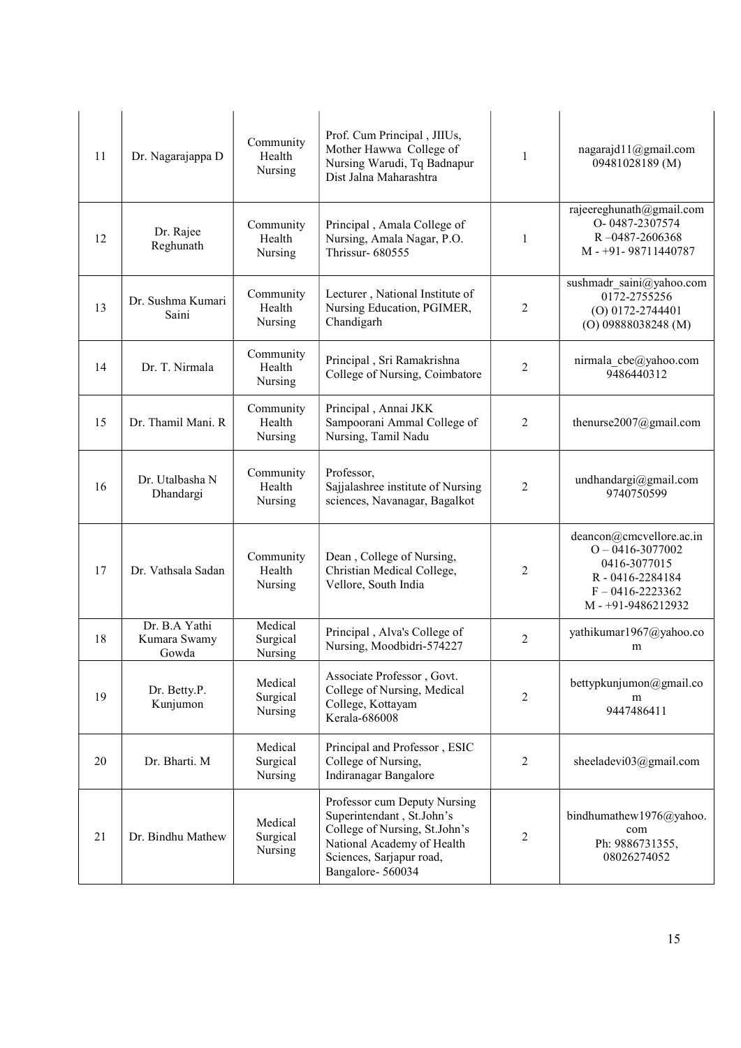| 11 | Dr. Nagarajappa D | Community Health Nursing | Prof. Cum Principal , JIIUs, Mother Hawwa College of Nursing Warudi, Tq Badnapur Dist Jalna Maharashtra | 1 | nagarajd11@gmail.com 09481028189 (M) |
|---|---|---|---|---|---|
| 12 | Dr. Rajee Reghunath | Community Health Nursing | Principal , Amala College of Nursing, Amala Nagar, P.O. Thrissur- 680555 | 1 | rajeereghunath@gmail.com O- 0487-2307574 R –0487-2606368 M - +91- 98711440787 |
| 13 | Dr. Sushma Kumari Saini | Community Health Nursing | Lecturer , National Institute of Nursing Education, PGIMER, Chandigarh | 2 | sushmadr_saini@yahoo.com 0172-2755256 (O) 0172-2744401 (O) 09888038248 (M) |
| 14 | Dr. T. Nirmala | Community Health Nursing | Principal , Sri Ramakrishna College of Nursing, Coimbatore | 2 | nirmala_cbe@yahoo.com 9486440312 |
| 15 | Dr. Thamil Mani. R | Community Health Nursing | Principal , Annai JKK Sampoorani Ammal College of Nursing, Tamil Nadu | 2 | thenurse2007@gmail.com |
| 16 | Dr. Utalbasha N Dhandargi | Community Health Nursing | Professor, Sajjalashree institute of Nursing sciences, Navanagar, Bagalkot | 2 | undhandargi@gmail.com 9740750599 |
| 17 | Dr. Vathsala Sadan | Community Health Nursing | Dean , College of Nursing, Christian Medical College, Vellore, South India | 2 | deancon@cmcvellore.ac.in O – 0416-3077002 0416-3077015 R - 0416-2284184 F – 0416-2223362 M - +91-9486212932 |
| 18 | Dr. B.A Yathi Kumara Swamy Gowda | Medical Surgical Nursing | Principal , Alva's College of Nursing, Moodbidri-574227 | 2 | yathikumar1967@yahoo.com |
| 19 | Dr. Betty.P. Kunjumon | Medical Surgical Nursing | Associate Professor , Govt. College of Nursing, Medical College, Kottayam Kerala-686008 | 2 | bettypkunjumon@gmail.com 9447486411 |
| 20 | Dr. Bharti. M | Medical Surgical Nursing | Principal and Professor , ESIC College of Nursing, Indiranagar Bangalore | 2 | sheeladevi03@gmail.com |
| 21 | Dr. Bindhu Mathew | Medical Surgical Nursing | Professor cum Deputy Nursing Superintendant , St.John's College of Nursing, St.John's National Academy of Health Sciences, Sarjapur road, Bangalore- 560034 | 2 | bindhumathew1976@yahoo.com Ph: 9886731355, 08026274052 |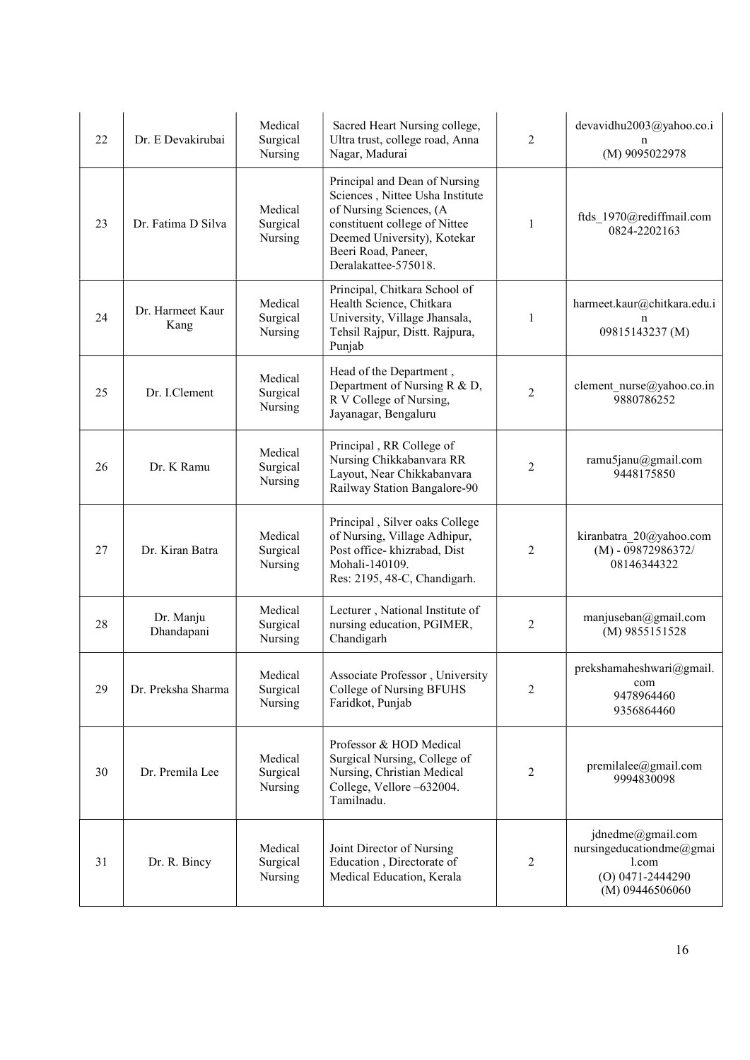| 22 | Dr. E Devakirubai | Medical Surgical Nursing | Sacred Heart Nursing college, Ultra trust, college road, Anna Nagar, Madurai | 2 | devavidhu2003@yahoo.co.in (M) 9095022978 |
|---|---|---|---|---|---|
| 23 | Dr. Fatima D Silva | Medical Surgical Nursing | Principal and Dean of Nursing Sciences , Nittee Usha Institute of Nursing Sciences, (A constituent college of Nittee Deemed University), Kotekar Beeri Road, Paneer, Deralakattee-575018. | 1 | ftds_1970@rediffmail.com 0824-2202163 |
| 24 | Dr. Harmeet Kaur Kang | Medical Surgical Nursing | Principal, Chitkara School of Health Science, Chitkara University, Village Jhansala, Tehsil Rajpur, Distt. Rajpura, Punjab | 1 | harmeet.kaur@chitkara.edu.in 09815143237 (M) |
| 25 | Dr. I.Clement | Medical Surgical Nursing | Head of the Department , Department of Nursing R & D, R V College of Nursing, Jayanagar, Bengaluru | 2 | clement_nurse@yahoo.co.in 9880786252 |
| 26 | Dr. K Ramu | Medical Surgical Nursing | Principal , RR College of Nursing Chikkabanvara RR Layout, Near Chikkabanvara Railway Station Bangalore-90 | 2 | ramu5janu@gmail.com 9448175850 |
| 27 | Dr. Kiran Batra | Medical Surgical Nursing | Principal , Silver oaks College of Nursing, Village Adhipur, Post office- khizrabad, Dist Mohali-140109. Res: 2195, 48-C, Chandigarh. | 2 | kiranbatra_20@yahoo.com (M) - 09872986372/ 08146344322 |
| 28 | Dr. Manju Dhandapani | Medical Surgical Nursing | Lecturer , National Institute of nursing education, PGIMER, Chandigarh | 2 | manjuseban@gmail.com (M) 9855151528 |
| 29 | Dr. Preksha Sharma | Medical Surgical Nursing | Associate Professor , University College of Nursing BFUHS Faridkot, Punjab | 2 | prekshamaheshwari@gmail.com 9478964460 9356864460 |
| 30 | Dr. Premila Lee | Medical Surgical Nursing | Professor & HOD Medical Surgical Nursing, College of Nursing, Christian Medical College, Vellore –632004. Tamilnadu. | 2 | premilalee@gmail.com 9994830098 |
| 31 | Dr. R. Bincy | Medical Surgical Nursing | Joint Director of Nursing Education , Directorate of Medical Education, Kerala | 2 | jdnedme@gmail.com nursingeducationdme@gmail.com (O) 0471-2444290 (M) 09446506060 |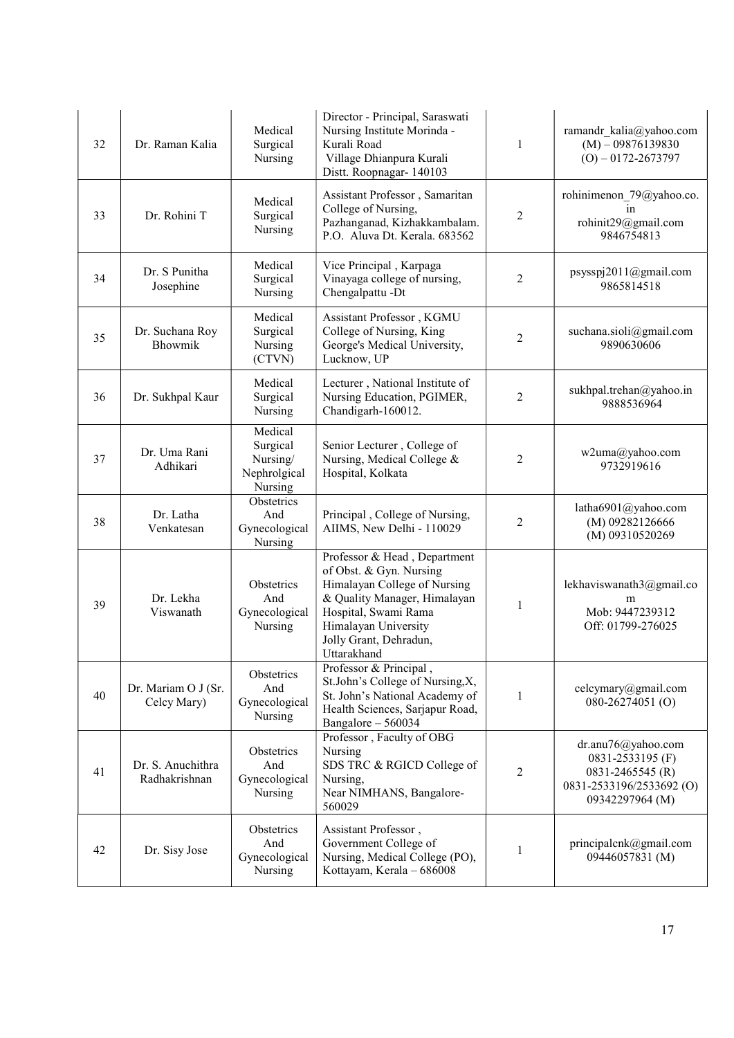| 32 | Dr. Raman Kalia | Medical Surgical Nursing | Director - Principal, Saraswati Nursing Institute Morinda - Kurali Road Village Dhianpura Kurali Distt. Roopnagar- 140103 | 1 | ramandr_kalia@yahoo.com (M) – 09876139830 (O) – 0172-2673797 |
|---|---|---|---|---|---|
| 33 | Dr. Rohini T | Medical Surgical Nursing | Assistant Professor , Samaritan College of Nursing, Pazhanganad, Kizhakkambalam. P.O. Aluva Dt. Kerala. 683562 | 2 | rohinimenon_79@yahoo.co.in rohinit29@gmail.com 9846754813 |
| 34 | Dr. S Punitha Josephine | Medical Surgical Nursing | Vice Principal , Karpaga Vinayaga college of nursing, Chengalpattu -Dt | 2 | psysspj2011@gmail.com 9865814518 |
| 35 | Dr. Suchana Roy Bhowmik | Medical Surgical Nursing (CTVN) | Assistant Professor , KGMU College of Nursing, King George's Medical University, Lucknow, UP | 2 | suchana.sioli@gmail.com 9890630606 |
| 36 | Dr. Sukhpal Kaur | Medical Surgical Nursing | Lecturer , National Institute of Nursing Education, PGIMER, Chandigarh-160012. | 2 | sukhpal.trehan@yahoo.in 9888536964 |
| 37 | Dr. Uma Rani Adhikari | Medical Surgical Nursing/ Nephrolgical Nursing | Senior Lecturer , College of Nursing, Medical College & Hospital, Kolkata | 2 | w2uma@yahoo.com 9732919616 |
| 38 | Dr. Latha Venkatesan | Obstetrics And Gynecological Nursing | Principal , College of Nursing, AIIMS, New Delhi - 110029 | 2 | latha6901@yahoo.com (M) 09282126666 (M) 09310520269 |
| 39 | Dr. Lekha Viswanath | Obstetrics And Gynecological Nursing | Professor & Head , Department of Obst. & Gyn. Nursing Himalayan College of Nursing & Quality Manager, Himalayan Hospital, Swami Rama Himalayan University Jolly Grant, Dehradun, Uttarakhand | 1 | lekhaviswanath3@gmail.com Mob: 9447239312 Off: 01799-276025 |
| 40 | Dr. Mariam O J (Sr. Celcy Mary) | Obstetrics And Gynecological Nursing | Professor & Principal , St.John's College of Nursing,X, St. John's National Academy of Health Sciences, Sarjapur Road, Bangalore – 560034 | 1 | celcymary@gmail.com 080-26274051 (O) |
| 41 | Dr. S. Anuchithra Radhakrishnan | Obstetrics And Gynecological Nursing | Professor , Faculty of OBG Nursing SDS TRC & RGICD College of Nursing, Near NIMHANS, Bangalore-560029 | 2 | dr.anu76@yahoo.com 0831-2533195 (F) 0831-2465545 (R) 0831-2533196/2533692 (O) 09342297964 (M) |
| 42 | Dr. Sisy Jose | Obstetrics And Gynecological Nursing | Assistant Professor , Government College of Nursing, Medical College (PO), Kottayam, Kerala – 686008 | 1 | principalcnk@gmail.com 09446057831 (M) |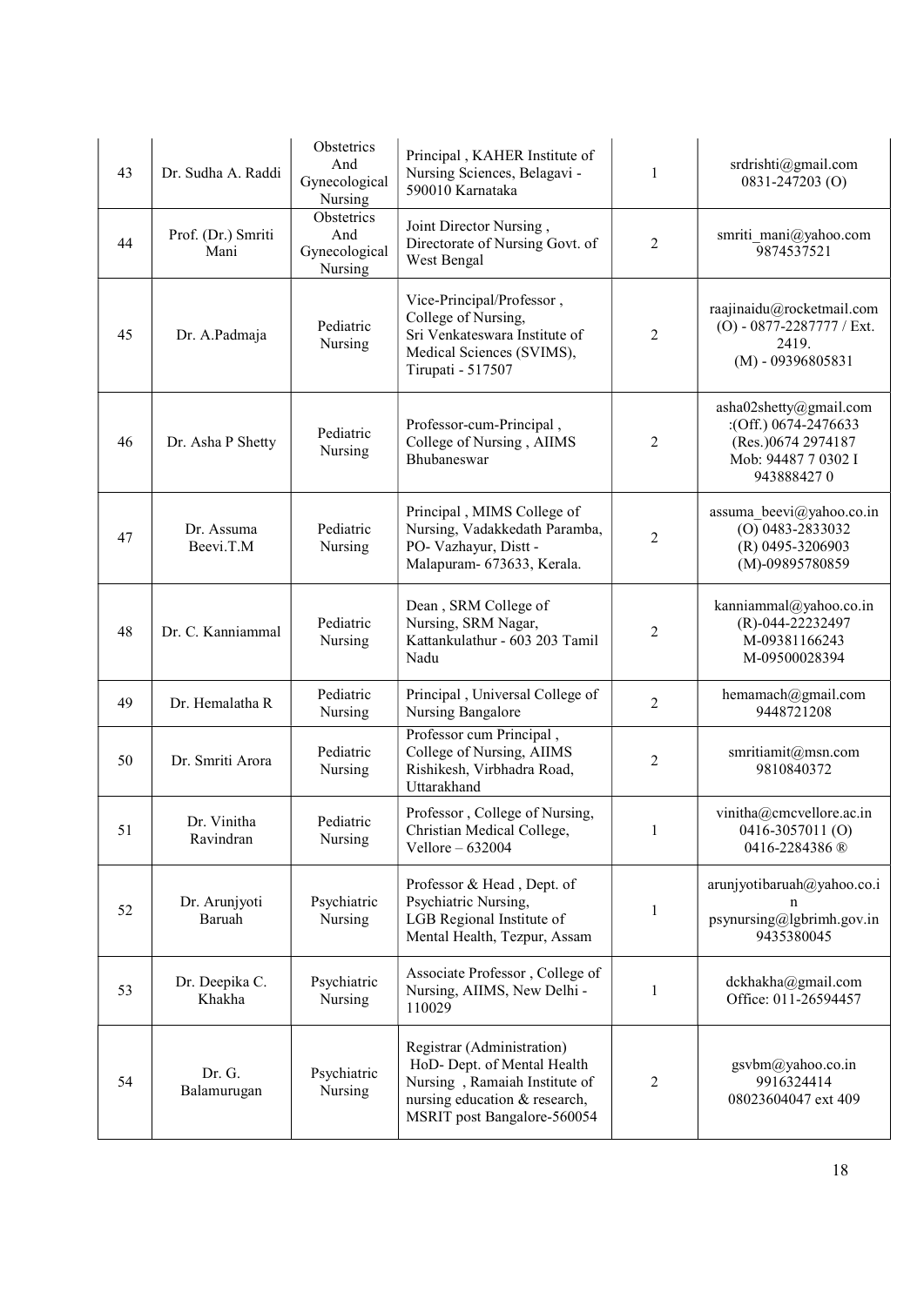| 43 | Dr. Sudha A. Raddi | Obstetrics And Gynecological Nursing | Principal , KAHER Institute of Nursing Sciences, Belagavi - 590010 Karnataka | 1 | srdrishti@gmail.com 0831-247203 (O) |
|---|---|---|---|---|---|
| 44 | Prof. (Dr.) Smriti Mani | Obstetrics And Gynecological Nursing | Joint Director Nursing , Directorate of Nursing Govt. of West Bengal | 2 | smriti_mani@yahoo.com 9874537521 |
| 45 | Dr. A.Padmaja | Pediatric Nursing | Vice-Principal/Professor , College of Nursing, Sri Venkateswara Institute of Medical Sciences (SVIMS), Tirupati - 517507 | 2 | raajinaidu@rocketmail.com (O) - 0877-2287777 / Ext. 2419. (M) - 09396805831 |
| 46 | Dr. Asha P Shetty | Pediatric Nursing | Professor-cum-Principal , College of Nursing , AIIMS Bhubaneswar | 2 | asha02shetty@gmail.com :(Off.) 0674-2476633 (Res.)0674 2974187 Mob: 94487 7 0302 I 943888427 0 |
| 47 | Dr. Assuma Beevi.T.M | Pediatric Nursing | Principal , MIMS College of Nursing, Vadakkedath Paramba, PO- Vazhayur, Distt - Malapuram- 673633, Kerala. | 2 | assuma_beevi@yahoo.co.in (O) 0483-2833032 (R) 0495-3206903 (M)-09895780859 |
| 48 | Dr. C. Kanniammal | Pediatric Nursing | Dean , SRM College of Nursing, SRM Nagar, Kattankulathur - 603 203 Tamil Nadu | 2 | kanniammal@yahoo.co.in (R)-044-22232497 M-09381166243 M-09500028394 |
| 49 | Dr. Hemalatha R | Pediatric Nursing | Principal , Universal College of Nursing Bangalore | 2 | hemamach@gmail.com 9448721208 |
| 50 | Dr. Smriti Arora | Pediatric Nursing | Professor cum Principal , College of Nursing, AIIMS Rishikesh, Virbhadra Road, Uttarakhand | 2 | smritiamit@msn.com 9810840372 |
| 51 | Dr. Vinitha Ravindran | Pediatric Nursing | Professor , College of Nursing, Christian Medical College, Vellore – 632004 | 1 | vinitha@cmcvellore.ac.in 0416-3057011 (O) 0416-2284386 ® |
| 52 | Dr. Arunjyoti Baruah | Psychiatric Nursing | Professor & Head , Dept. of Psychiatric Nursing, LGB Regional Institute of Mental Health, Tezpur, Assam | 1 | arunjyotibaruah@yahoo.co.in psynursing@lgbrimh.gov.in 9435380045 |
| 53 | Dr. Deepika C. Khakha | Psychiatric Nursing | Associate Professor , College of Nursing, AIIMS, New Delhi - 110029 | 1 | dckhakha@gmail.com Office: 011-26594457 |
| 54 | Dr. G. Balamurugan | Psychiatric Nursing | Registrar (Administration) HoD- Dept. of Mental Health Nursing , Ramaiah Institute of nursing education & research, MSRIT post Bangalore-560054 | 2 | gsvbm@yahoo.co.in 9916324414 08023604047 ext 409 |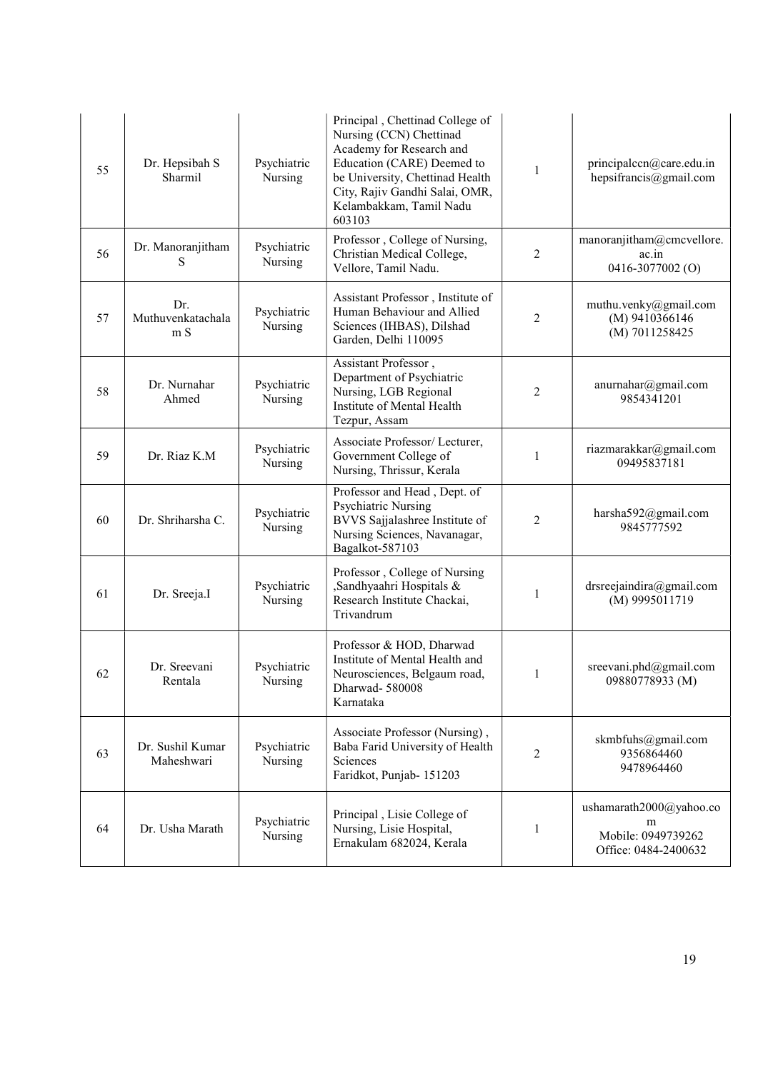| 55 | Dr. Hepsibah S Sharmil | Psychiatric Nursing | Principal , Chettinad College of Nursing (CCN) Chettinad Academy for Research and Education (CARE) Deemed to be University, Chettinad Health City, Rajiv Gandhi Salai, OMR, Kelambakkam, Tamil Nadu 603103 | 1 | principalccn@care.edu.in hepsifrancis@gmail.com |
|---|---|---|---|---|---|
| 56 | Dr. Manoranjitham S | Psychiatric Nursing | Professor , College of Nursing, Christian Medical College, Vellore, Tamil Nadu. | 2 | manoranjitham@cmcvellore.ac.in 0416-3077002 (O) |
| 57 | Dr. Muthuvenkatachalam S | Psychiatric Nursing | Assistant Professor , Institute of Human Behaviour and Allied Sciences (IHBAS), Dilshad Garden, Delhi 110095 | 2 | muthu.venky@gmail.com (M) 9410366146 (M) 7011258425 |
| 58 | Dr. Nurnahar Ahmed | Psychiatric Nursing | Assistant Professor , Department of Psychiatric Nursing, LGB Regional Institute of Mental Health Tezpur, Assam | 2 | anurnahar@gmail.com 9854341201 |
| 59 | Dr. Riaz K.M | Psychiatric Nursing | Associate Professor/ Lecturer, Government College of Nursing, Thrissur, Kerala | 1 | riazmarakkar@gmail.com 09495837181 |
| 60 | Dr. Shriharsha C. | Psychiatric Nursing | Professor and Head , Dept. of Psychiatric Nursing BVVS Sajjalashree Institute of Nursing Sciences, Navanagar, Bagalkot-587103 | 2 | harsha592@gmail.com 9845777592 |
| 61 | Dr. Sreeja.I | Psychiatric Nursing | Professor , College of Nursing ,Sandhyaahri Hospitals & Research Institute Chackai, Trivandrum | 1 | drsreejaindira@gmail.com (M) 9995011719 |
| 62 | Dr. Sreevani Rentala | Psychiatric Nursing | Professor & HOD, Dharwad Institute of Mental Health and Neurosciences, Belgaum road, Dharwad- 580008 Karnataka | 1 | sreevani.phd@gmail.com 09880778933 (M) |
| 63 | Dr. Sushil Kumar Maheshwari | Psychiatric Nursing | Associate Professor (Nursing) , Baba Farid University of Health Sciences Faridkot, Punjab- 151203 | 2 | skmbfuhs@gmail.com 9356864460 9478964460 |
| 64 | Dr. Usha Marath | Psychiatric Nursing | Principal , Lisie College of Nursing, Lisie Hospital, Ernakulam 682024, Kerala | 1 | ushamarath2000@yahoo.com Mobile: 0949739262 Office: 0484-2400632 |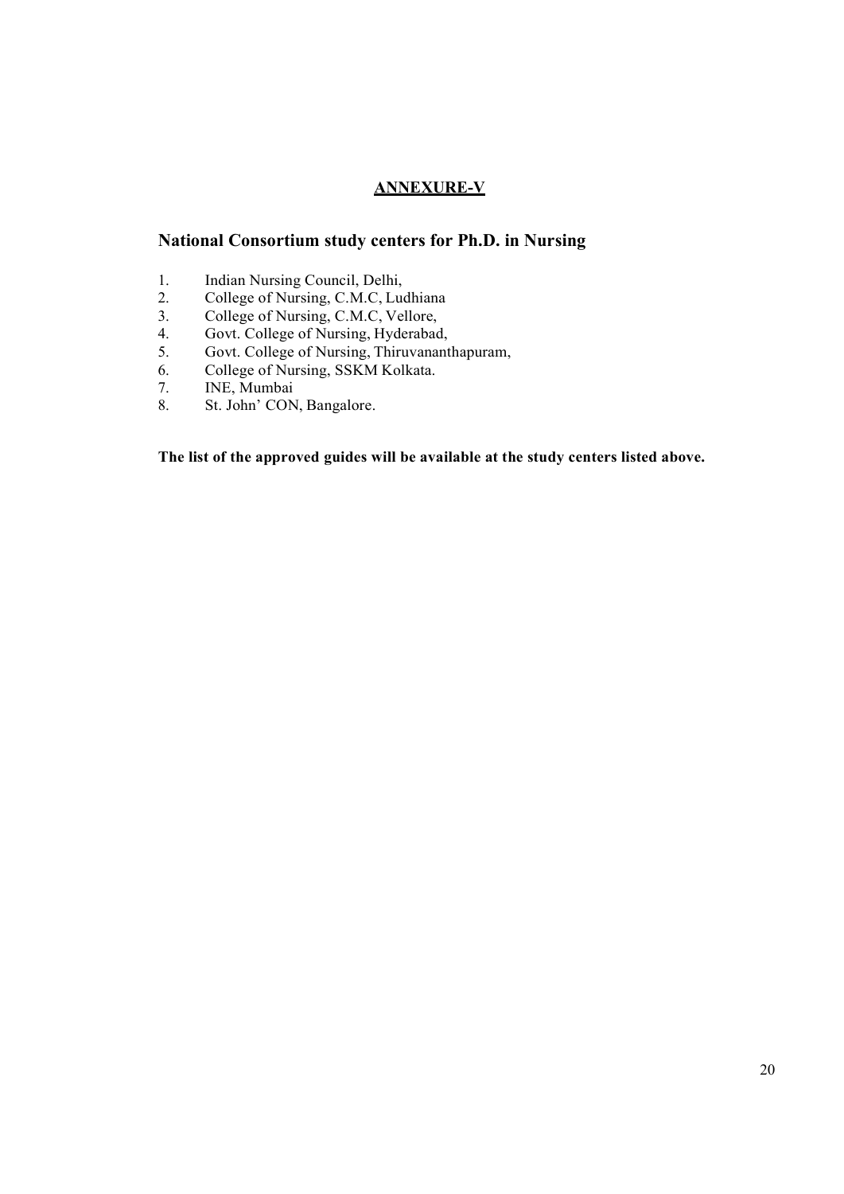**ANNEXURE-V**

## National Consortium study centers for Ph.D. in Nursing

1. Indian Nursing Council, Delhi,
2. College of Nursing, C.M.C, Ludhiana
3. College of Nursing, C.M.C, Vellore,
4. Govt. College of Nursing, Hyderabad,
5. Govt. College of Nursing, Thiruvananthapuram,
6. College of Nursing, SSKM Kolkata.
7. INE, Mumbai
8. St. John' CON, Bangalore.

**The list of the approved guides will be available at the study centers listed above.**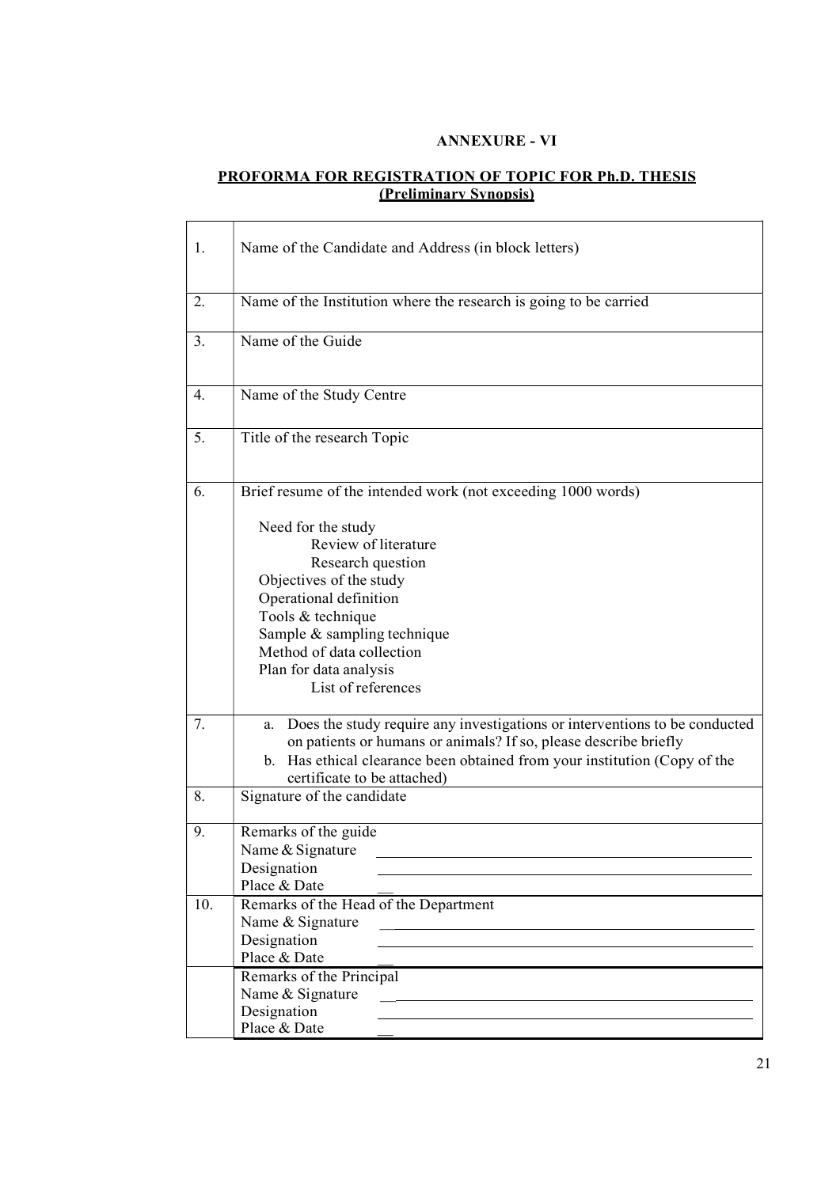**ANNEXURE - VI**

**PROFORMA FOR REGISTRATION OF TOPIC FOR Ph.D. THESIS**
**(Preliminary Synopsis)**

| | |
|---|---|
| 1. | Name of the Candidate and Address (in block letters) |
| 2. | Name of the Institution where the research is going to be carried |
| 3. | Name of the Guide |
| 4. | Name of the Study Centre |
| 5. | Title of the research Topic |
| 6. | Brief resume of the intended work (not exceeding 1000 words)<br><br>Need for the study<br>Review of literature<br>Research question<br>Objectives of the study<br>Operational definition<br>Tools & technique<br>Sample & sampling technique<br>Method of data collection<br>Plan for data analysis<br>List of references |
| 7. | a. Does the study require any investigations or interventions to be conducted on patients or humans or animals? If so, please describe briefly<br>b. Has ethical clearance been obtained from your institution (Copy of the certificate to be attached) |
| 8. | Signature of the candidate |
| 9. | Remarks of the guide<br>Name & Signature ______________________<br>Designation ______________________<br>Place & Date __ |
| 10. | Remarks of the Head of the Department<br>Name & Signature ______________________<br>Designation ______________________<br>Place & Date __ |
| | Remarks of the Principal<br>Name & Signature ______________________<br>Designation ______________________<br>Place & Date __ |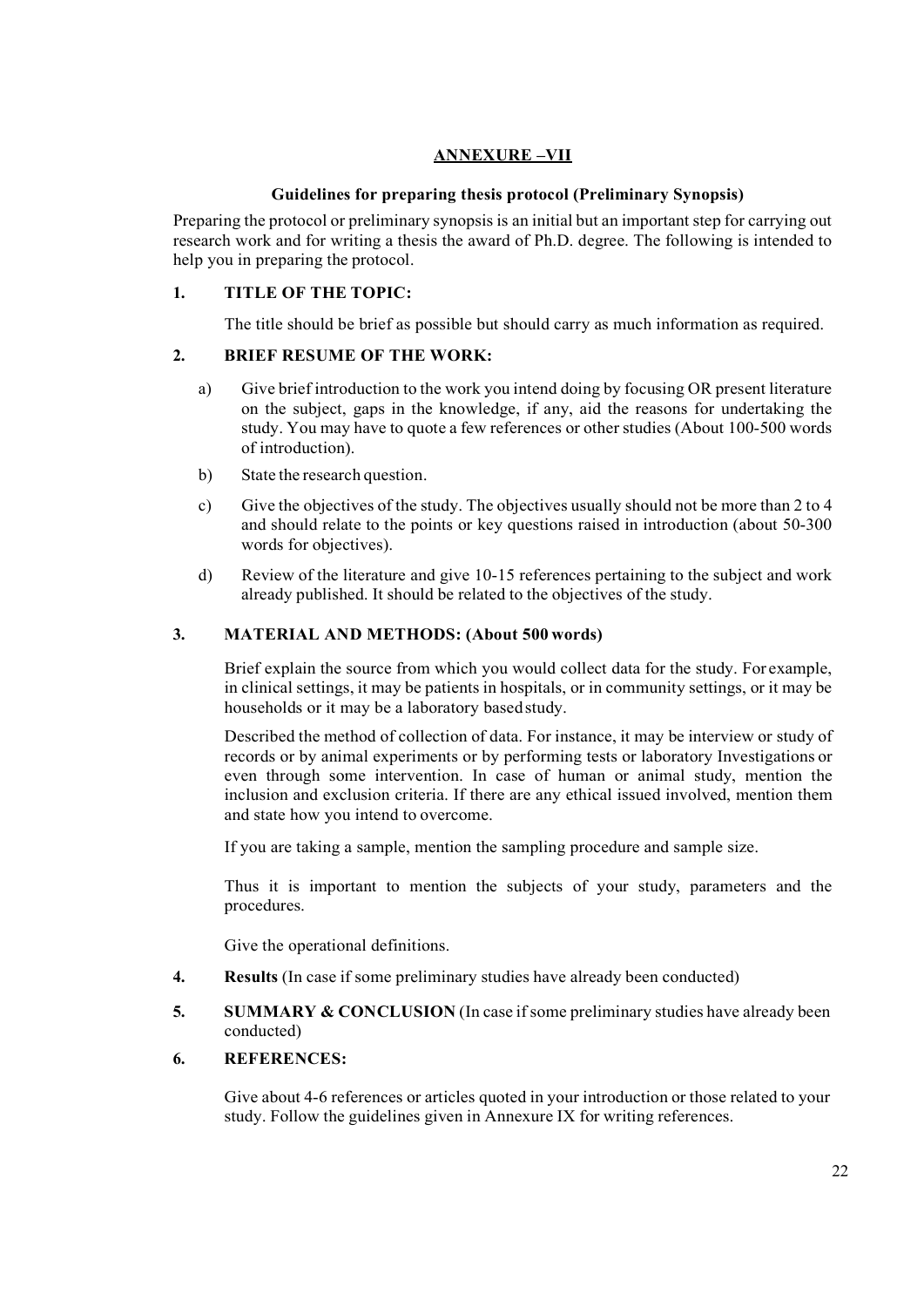## ANNEXURE –VII

### Guidelines for preparing thesis protocol (Preliminary Synopsis)

Preparing the protocol or preliminary synopsis is an initial but an important step for carrying out research work and for writing a thesis the award of Ph.D. degree. The following is intended to help you in preparing the protocol.

**1. TITLE OF THE TOPIC:**

The title should be brief as possible but should carry as much information as required.

**2. BRIEF RESUME OF THE WORK:**

a) Give brief introduction to the work you intend doing by focusing OR present literature on the subject, gaps in the knowledge, if any, aid the reasons for undertaking the study. You may have to quote a few references or other studies (About 100-500 words of introduction).

b) State the research question.

c) Give the objectives of the study. The objectives usually should not be more than 2 to 4 and should relate to the points or key questions raised in introduction (about 50-300 words for objectives).

d) Review of the literature and give 10-15 references pertaining to the subject and work already published. It should be related to the objectives of the study.

**3. MATERIAL AND METHODS: (About 500 words)**

Brief explain the source from which you would collect data for the study. For example, in clinical settings, it may be patients in hospitals, or in community settings, or it may be households or it may be a laboratory based study.

Described the method of collection of data. For instance, it may be interview or study of records or by animal experiments or by performing tests or laboratory Investigations or even through some intervention. In case of human or animal study, mention the inclusion and exclusion criteria. If there are any ethical issued involved, mention them and state how you intend to overcome.

If you are taking a sample, mention the sampling procedure and sample size.

Thus it is important to mention the subjects of your study, parameters and the procedures.

Give the operational definitions.

**4. Results** (In case if some preliminary studies have already been conducted)

**5. SUMMARY & CONCLUSION** (In case if some preliminary studies have already been conducted)

**6. REFERENCES:**

Give about 4-6 references or articles quoted in your introduction or those related to your study. Follow the guidelines given in Annexure IX for writing references.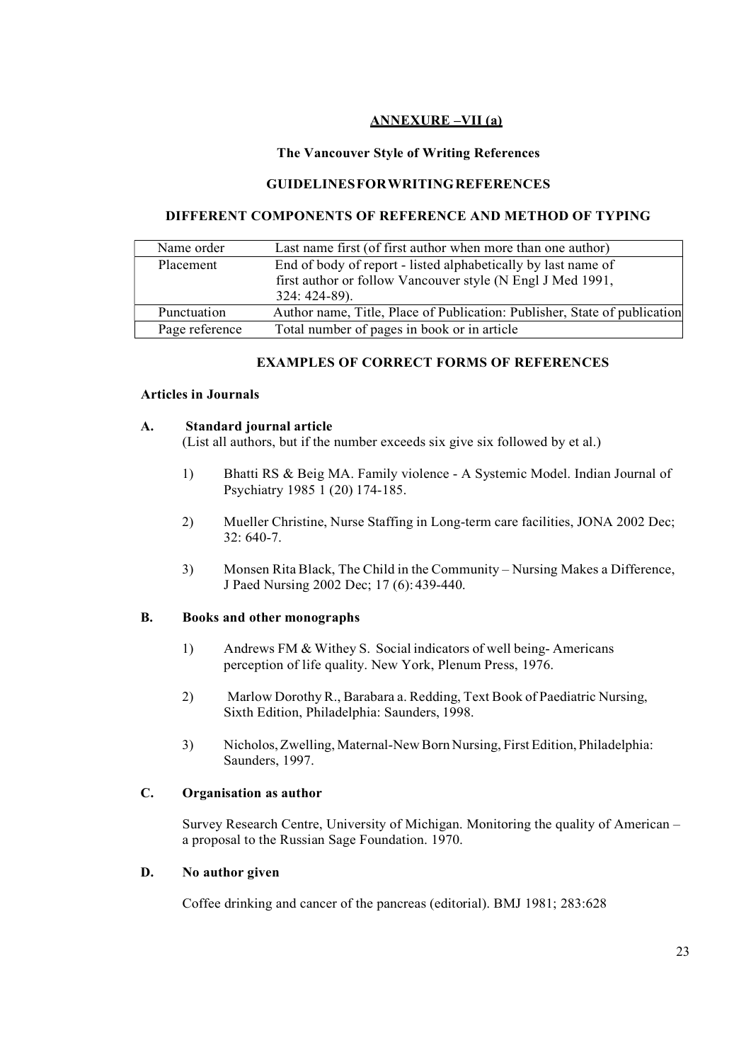## ANNEXURE –VII (a)

### The Vancouver Style of Writing References

### GUIDELINESFORWRITINGREFERENCES

### DIFFERENT COMPONENTS OF REFERENCE AND METHOD OF TYPING

| Name order | Last name first (of first author when more than one author) |
|---|---|
| Placement | End of body of report - listed alphabetically by last name of first author or follow Vancouver style (N Engl J Med 1991, 324: 424-89). |
| Punctuation | Author name, Title, Place of Publication: Publisher, State of publication |
| Page reference | Total number of pages in book or in article |

### EXAMPLES OF CORRECT FORMS OF REFERENCES

**Articles in Journals**

**A. Standard journal article**

(List all authors, but if the number exceeds six give six followed by et al.)

1) Bhatti RS & Beig MA. Family violence - A Systemic Model. Indian Journal of Psychiatry 1985 1 (20) 174-185.

2) Mueller Christine, Nurse Staffing in Long-term care facilities, JONA 2002 Dec; 32: 640-7.

3) Monsen Rita Black, The Child in the Community – Nursing Makes a Difference, J Paed Nursing 2002 Dec; 17 (6): 439-440.

**B. Books and other monographs**

1) Andrews FM & Withey S. Social indicators of well being- Americans perception of life quality. New York, Plenum Press, 1976.

2) Marlow Dorothy R., Barabara a. Redding, Text Book of Paediatric Nursing, Sixth Edition, Philadelphia: Saunders, 1998.

3) Nicholos, Zwelling, Maternal-New Born Nursing, First Edition, Philadelphia: Saunders, 1997.

**C. Organisation as author**

Survey Research Centre, University of Michigan. Monitoring the quality of American – a proposal to the Russian Sage Foundation. 1970.

**D. No author given**

Coffee drinking and cancer of the pancreas (editorial). BMJ 1981; 283:628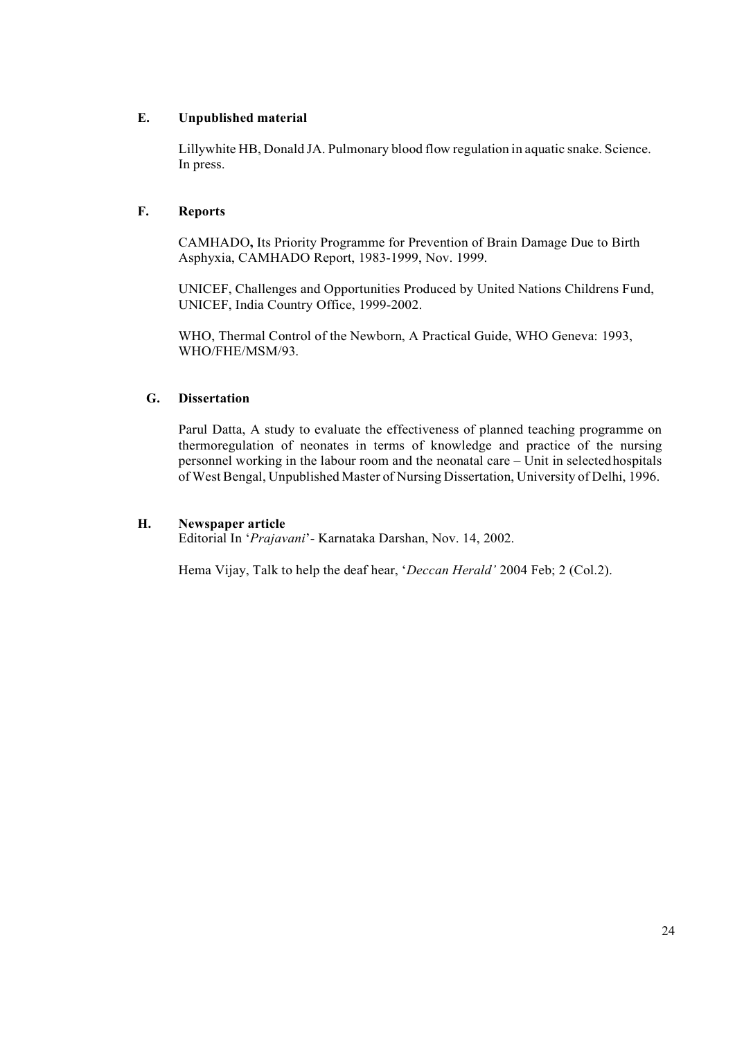**E. Unpublished material**

Lillywhite HB, Donald JA. Pulmonary blood flow regulation in aquatic snake. Science. In press.

**F. Reports**

CAMHADO**,** Its Priority Programme for Prevention of Brain Damage Due to Birth Asphyxia, CAMHADO Report, 1983-1999, Nov. 1999.

UNICEF, Challenges and Opportunities Produced by United Nations Childrens Fund, UNICEF, India Country Office, 1999-2002.

WHO, Thermal Control of the Newborn, A Practical Guide, WHO Geneva: 1993, WHO/FHE/MSM/93.

**G. Dissertation**

Parul Datta, A study to evaluate the effectiveness of planned teaching programme on thermoregulation of neonates in terms of knowledge and practice of the nursing personnel working in the labour room and the neonatal care – Unit in selected hospitals of West Bengal, Unpublished Master of Nursing Dissertation, University of Delhi, 1996.

**H. Newspaper article**

Editorial In '*Prajavani*'- Karnataka Darshan, Nov. 14, 2002.

Hema Vijay, Talk to help the deaf hear, '*Deccan Herald'* 2004 Feb; 2 (Col.2).